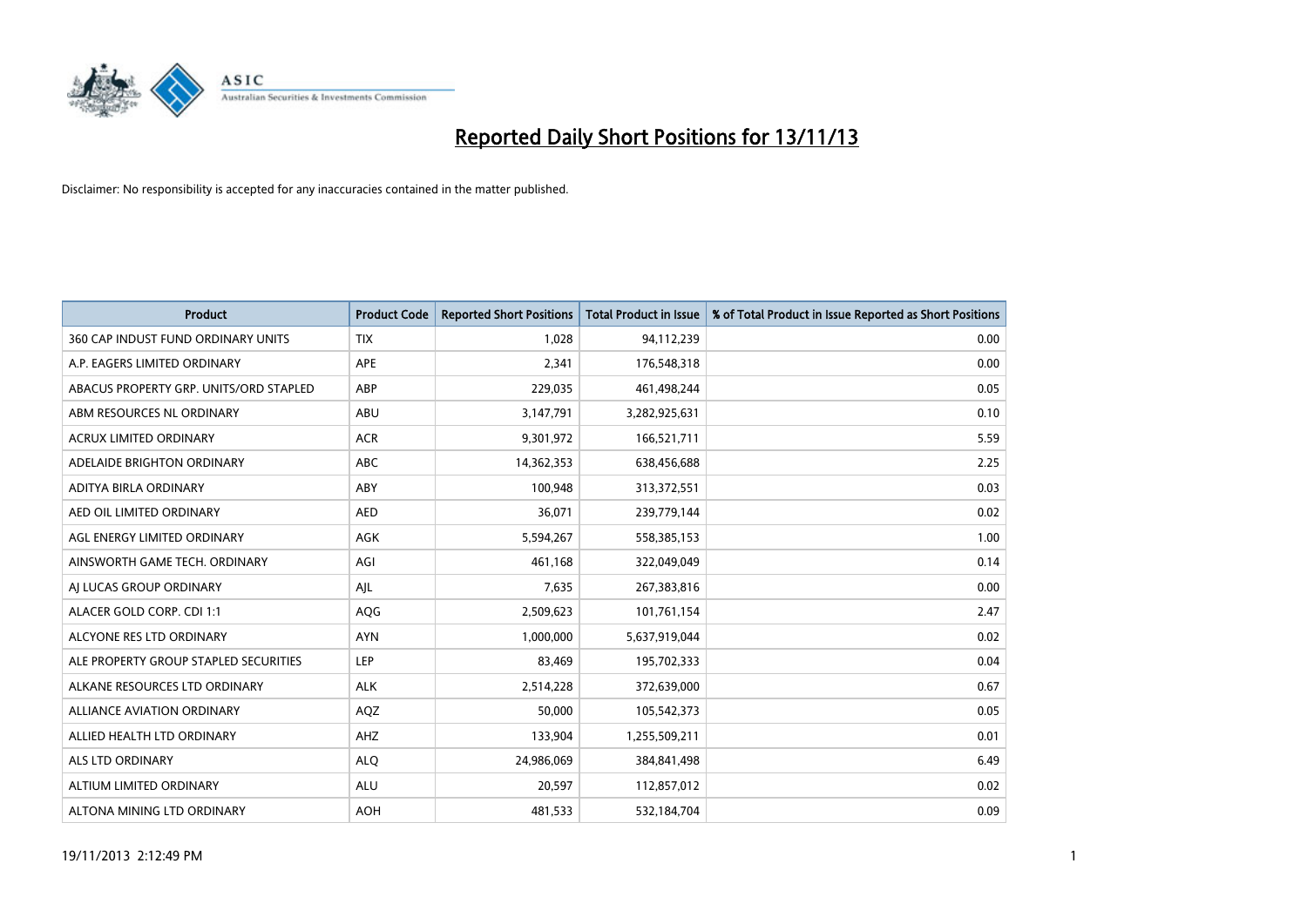# Reported Daily Short Positions for 13/11/13

Disclaimer: No responsibility is accepted for any inaccuracies contained in the matter published.

| Product | Product Code | Reported Short Positions | Total Product in Issue | % of Total Product in Issue Reported as Short Positions |
|---|---|---|---|---|
| 360 CAP INDUST FUND ORDINARY UNITS | TIX | 1,028 | 94,112,239 | 0.00 |
| A.P. EAGERS LIMITED ORDINARY | APE | 2,341 | 176,548,318 | 0.00 |
| ABACUS PROPERTY GRP. UNITS/ORD STAPLED | ABP | 229,035 | 461,498,244 | 0.05 |
| ABM RESOURCES NL ORDINARY | ABU | 3,147,791 | 3,282,925,631 | 0.10 |
| ACRUX LIMITED ORDINARY | ACR | 9,301,972 | 166,521,711 | 5.59 |
| ADELAIDE BRIGHTON ORDINARY | ABC | 14,362,353 | 638,456,688 | 2.25 |
| ADITYA BIRLA ORDINARY | ABY | 100,948 | 313,372,551 | 0.03 |
| AED OIL LIMITED ORDINARY | AED | 36,071 | 239,779,144 | 0.02 |
| AGL ENERGY LIMITED ORDINARY | AGK | 5,594,267 | 558,385,153 | 1.00 |
| AINSWORTH GAME TECH. ORDINARY | AGI | 461,168 | 322,049,049 | 0.14 |
| AJ LUCAS GROUP ORDINARY | AJL | 7,635 | 267,383,816 | 0.00 |
| ALACER GOLD CORP. CDI 1:1 | AQG | 2,509,623 | 101,761,154 | 2.47 |
| ALCYONE RES LTD ORDINARY | AYN | 1,000,000 | 5,637,919,044 | 0.02 |
| ALE PROPERTY GROUP STAPLED SECURITIES | LEP | 83,469 | 195,702,333 | 0.04 |
| ALKANE RESOURCES LTD ORDINARY | ALK | 2,514,228 | 372,639,000 | 0.67 |
| ALLIANCE AVIATION ORDINARY | AQZ | 50,000 | 105,542,373 | 0.05 |
| ALLIED HEALTH LTD ORDINARY | AHZ | 133,904 | 1,255,509,211 | 0.01 |
| ALS LTD ORDINARY | ALQ | 24,986,069 | 384,841,498 | 6.49 |
| ALTIUM LIMITED ORDINARY | ALU | 20,597 | 112,857,012 | 0.02 |
| ALTONA MINING LTD ORDINARY | AOH | 481,533 | 532,184,704 | 0.09 |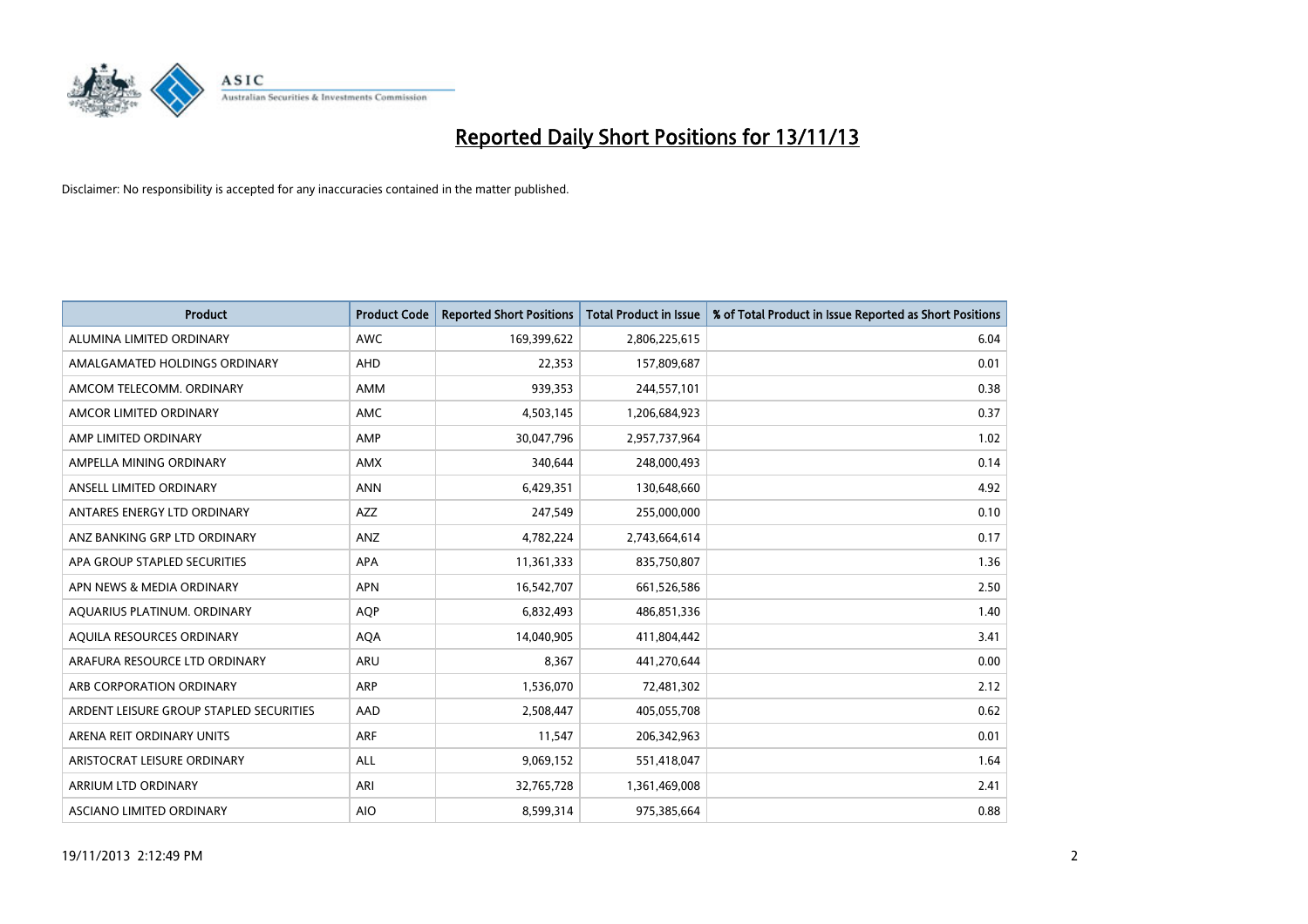# Reported Daily Short Positions for 13/11/13

Disclaimer: No responsibility is accepted for any inaccuracies contained in the matter published.

| Product | Product Code | Reported Short Positions | Total Product in Issue | % of Total Product in Issue Reported as Short Positions |
|---|---|---|---|---|
| ALUMINA LIMITED ORDINARY | AWC | 169,399,622 | 2,806,225,615 | 6.04 |
| AMALGAMATED HOLDINGS ORDINARY | AHD | 22,353 | 157,809,687 | 0.01 |
| AMCOM TELECOMM. ORDINARY | AMM | 939,353 | 244,557,101 | 0.38 |
| AMCOR LIMITED ORDINARY | AMC | 4,503,145 | 1,206,684,923 | 0.37 |
| AMP LIMITED ORDINARY | AMP | 30,047,796 | 2,957,737,964 | 1.02 |
| AMPELLA MINING ORDINARY | AMX | 340,644 | 248,000,493 | 0.14 |
| ANSELL LIMITED ORDINARY | ANN | 6,429,351 | 130,648,660 | 4.92 |
| ANTARES ENERGY LTD ORDINARY | AZZ | 247,549 | 255,000,000 | 0.10 |
| ANZ BANKING GRP LTD ORDINARY | ANZ | 4,782,224 | 2,743,664,614 | 0.17 |
| APA GROUP STAPLED SECURITIES | APA | 11,361,333 | 835,750,807 | 1.36 |
| APN NEWS & MEDIA ORDINARY | APN | 16,542,707 | 661,526,586 | 2.50 |
| AQUARIUS PLATINUM. ORDINARY | AQP | 6,832,493 | 486,851,336 | 1.40 |
| AQUILA RESOURCES ORDINARY | AQA | 14,040,905 | 411,804,442 | 3.41 |
| ARAFURA RESOURCE LTD ORDINARY | ARU | 8,367 | 441,270,644 | 0.00 |
| ARB CORPORATION ORDINARY | ARP | 1,536,070 | 72,481,302 | 2.12 |
| ARDENT LEISURE GROUP STAPLED SECURITIES | AAD | 2,508,447 | 405,055,708 | 0.62 |
| ARENA REIT ORDINARY UNITS | ARF | 11,547 | 206,342,963 | 0.01 |
| ARISTOCRAT LEISURE ORDINARY | ALL | 9,069,152 | 551,418,047 | 1.64 |
| ARRIUM LTD ORDINARY | ARI | 32,765,728 | 1,361,469,008 | 2.41 |
| ASCIANO LIMITED ORDINARY | AIO | 8,599,314 | 975,385,664 | 0.88 |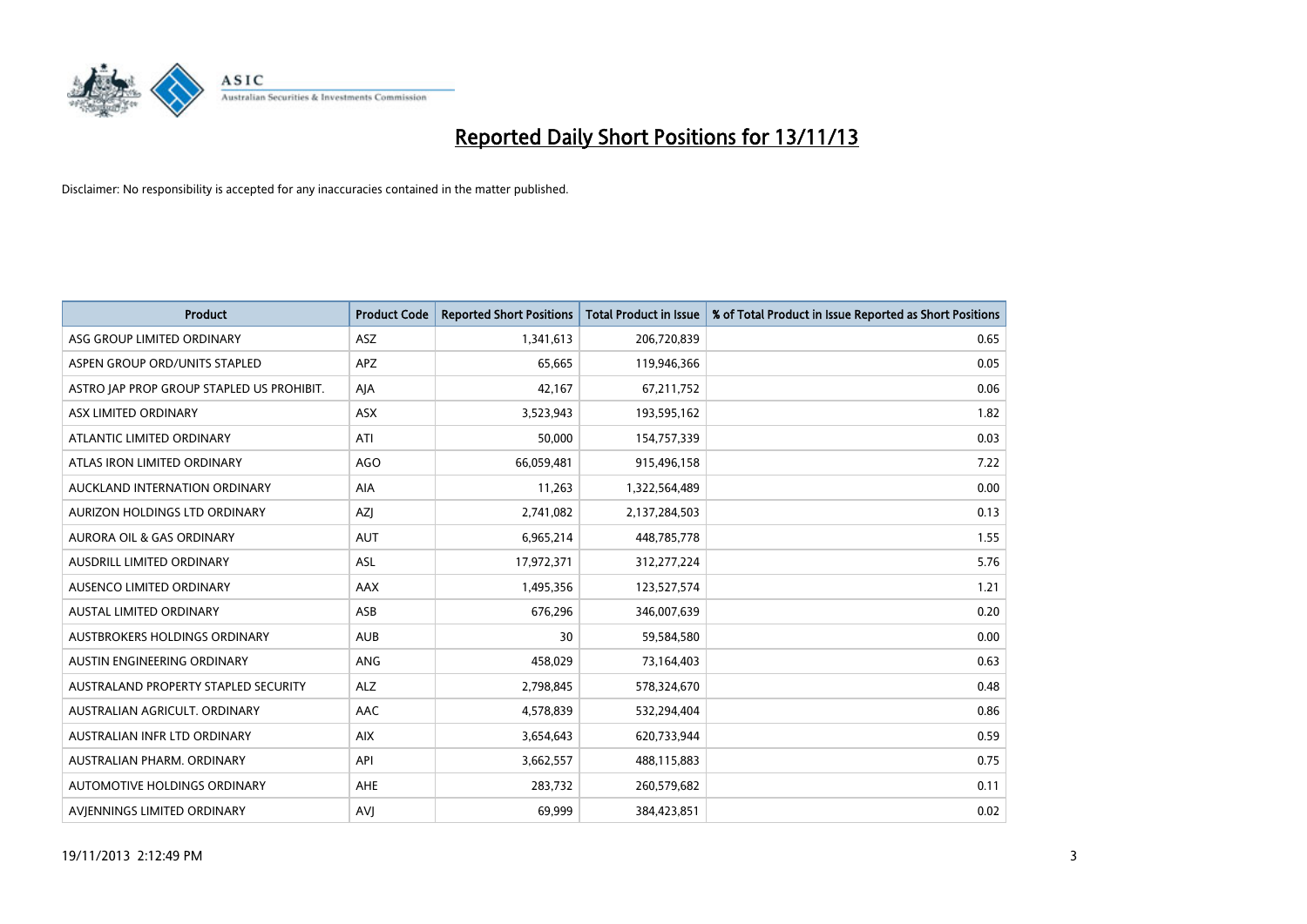# Reported Daily Short Positions for 13/11/13

Disclaimer: No responsibility is accepted for any inaccuracies contained in the matter published.

| Product | Product Code | Reported Short Positions | Total Product in Issue | % of Total Product in Issue Reported as Short Positions |
|---|---|---|---|---|
| ASG GROUP LIMITED ORDINARY | ASZ | 1,341,613 | 206,720,839 | 0.65 |
| ASPEN GROUP ORD/UNITS STAPLED | APZ | 65,665 | 119,946,366 | 0.05 |
| ASTRO JAP PROP GROUP STAPLED US PROHIBIT. | AJA | 42,167 | 67,211,752 | 0.06 |
| ASX LIMITED ORDINARY | ASX | 3,523,943 | 193,595,162 | 1.82 |
| ATLANTIC LIMITED ORDINARY | ATI | 50,000 | 154,757,339 | 0.03 |
| ATLAS IRON LIMITED ORDINARY | AGO | 66,059,481 | 915,496,158 | 7.22 |
| AUCKLAND INTERNATION ORDINARY | AIA | 11,263 | 1,322,564,489 | 0.00 |
| AURIZON HOLDINGS LTD ORDINARY | AZJ | 2,741,082 | 2,137,284,503 | 0.13 |
| AURORA OIL & GAS ORDINARY | AUT | 6,965,214 | 448,785,778 | 1.55 |
| AUSDRILL LIMITED ORDINARY | ASL | 17,972,371 | 312,277,224 | 5.76 |
| AUSENCO LIMITED ORDINARY | AAX | 1,495,356 | 123,527,574 | 1.21 |
| AUSTAL LIMITED ORDINARY | ASB | 676,296 | 346,007,639 | 0.20 |
| AUSTBROKERS HOLDINGS ORDINARY | AUB | 30 | 59,584,580 | 0.00 |
| AUSTIN ENGINEERING ORDINARY | ANG | 458,029 | 73,164,403 | 0.63 |
| AUSTRALAND PROPERTY STAPLED SECURITY | ALZ | 2,798,845 | 578,324,670 | 0.48 |
| AUSTRALIAN AGRICULT. ORDINARY | AAC | 4,578,839 | 532,294,404 | 0.86 |
| AUSTRALIAN INFR LTD ORDINARY | AIX | 3,654,643 | 620,733,944 | 0.59 |
| AUSTRALIAN PHARM. ORDINARY | API | 3,662,557 | 488,115,883 | 0.75 |
| AUTOMOTIVE HOLDINGS ORDINARY | AHE | 283,732 | 260,579,682 | 0.11 |
| AVJENNINGS LIMITED ORDINARY | AVJ | 69,999 | 384,423,851 | 0.02 |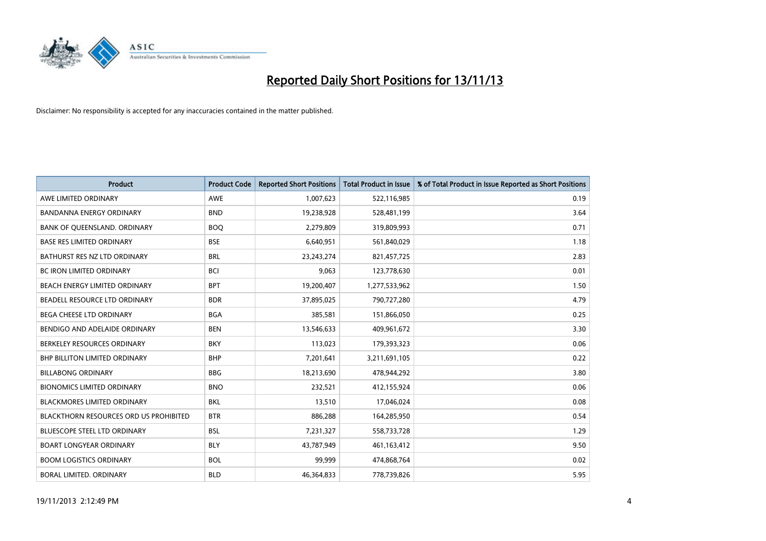# Reported Daily Short Positions for 13/11/13

Disclaimer: No responsibility is accepted for any inaccuracies contained in the matter published.

| Product | Product Code | Reported Short Positions | Total Product in Issue | % of Total Product in Issue Reported as Short Positions |
|---|---|---|---|---|
| AWE LIMITED ORDINARY | AWE | 1,007,623 | 522,116,985 | 0.19 |
| BANDANNA ENERGY ORDINARY | BND | 19,238,928 | 528,481,199 | 3.64 |
| BANK OF QUEENSLAND. ORDINARY | BOQ | 2,279,809 | 319,809,993 | 0.71 |
| BASE RES LIMITED ORDINARY | BSE | 6,640,951 | 561,840,029 | 1.18 |
| BATHURST RES NZ LTD ORDINARY | BRL | 23,243,274 | 821,457,725 | 2.83 |
| BC IRON LIMITED ORDINARY | BCI | 9,063 | 123,778,630 | 0.01 |
| BEACH ENERGY LIMITED ORDINARY | BPT | 19,200,407 | 1,277,533,962 | 1.50 |
| BEADELL RESOURCE LTD ORDINARY | BDR | 37,895,025 | 790,727,280 | 4.79 |
| BEGA CHEESE LTD ORDINARY | BGA | 385,581 | 151,866,050 | 0.25 |
| BENDIGO AND ADELAIDE ORDINARY | BEN | 13,546,633 | 409,961,672 | 3.30 |
| BERKELEY RESOURCES ORDINARY | BKY | 113,023 | 179,393,323 | 0.06 |
| BHP BILLITON LIMITED ORDINARY | BHP | 7,201,641 | 3,211,691,105 | 0.22 |
| BILLABONG ORDINARY | BBG | 18,213,690 | 478,944,292 | 3.80 |
| BIONOMICS LIMITED ORDINARY | BNO | 232,521 | 412,155,924 | 0.06 |
| BLACKMORES LIMITED ORDINARY | BKL | 13,510 | 17,046,024 | 0.08 |
| BLACKTHORN RESOURCES ORD US PROHIBITED | BTR | 886,288 | 164,285,950 | 0.54 |
| BLUESCOPE STEEL LTD ORDINARY | BSL | 7,231,327 | 558,733,728 | 1.29 |
| BOART LONGYEAR ORDINARY | BLY | 43,787,949 | 461,163,412 | 9.50 |
| BOOM LOGISTICS ORDINARY | BOL | 99,999 | 474,868,764 | 0.02 |
| BORAL LIMITED. ORDINARY | BLD | 46,364,833 | 778,739,826 | 5.95 |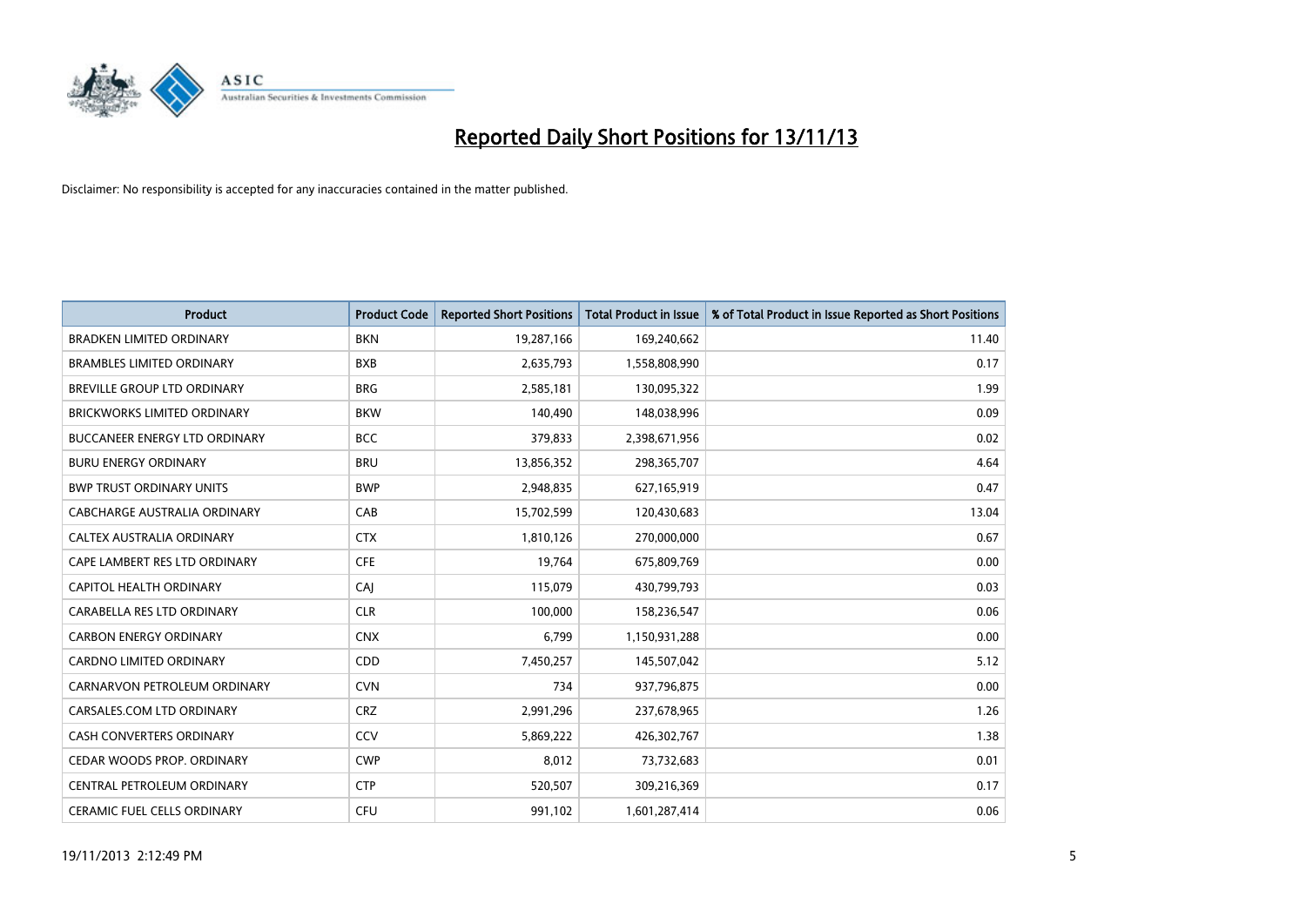# Reported Daily Short Positions for 13/11/13

Disclaimer: No responsibility is accepted for any inaccuracies contained in the matter published.

| Product | Product Code | Reported Short Positions | Total Product in Issue | % of Total Product in Issue Reported as Short Positions |
|---|---|---|---|---|
| BRADKEN LIMITED ORDINARY | BKN | 19,287,166 | 169,240,662 | 11.40 |
| BRAMBLES LIMITED ORDINARY | BXB | 2,635,793 | 1,558,808,990 | 0.17 |
| BREVILLE GROUP LTD ORDINARY | BRG | 2,585,181 | 130,095,322 | 1.99 |
| BRICKWORKS LIMITED ORDINARY | BKW | 140,490 | 148,038,996 | 0.09 |
| BUCCANEER ENERGY LTD ORDINARY | BCC | 379,833 | 2,398,671,956 | 0.02 |
| BURU ENERGY ORDINARY | BRU | 13,856,352 | 298,365,707 | 4.64 |
| BWP TRUST ORDINARY UNITS | BWP | 2,948,835 | 627,165,919 | 0.47 |
| CABCHARGE AUSTRALIA ORDINARY | CAB | 15,702,599 | 120,430,683 | 13.04 |
| CALTEX AUSTRALIA ORDINARY | CTX | 1,810,126 | 270,000,000 | 0.67 |
| CAPE LAMBERT RES LTD ORDINARY | CFE | 19,764 | 675,809,769 | 0.00 |
| CAPITOL HEALTH ORDINARY | CAJ | 115,079 | 430,799,793 | 0.03 |
| CARABELLA RES LTD ORDINARY | CLR | 100,000 | 158,236,547 | 0.06 |
| CARBON ENERGY ORDINARY | CNX | 6,799 | 1,150,931,288 | 0.00 |
| CARDNO LIMITED ORDINARY | CDD | 7,450,257 | 145,507,042 | 5.12 |
| CARNARVON PETROLEUM ORDINARY | CVN | 734 | 937,796,875 | 0.00 |
| CARSALES.COM LTD ORDINARY | CRZ | 2,991,296 | 237,678,965 | 1.26 |
| CASH CONVERTERS ORDINARY | CCV | 5,869,222 | 426,302,767 | 1.38 |
| CEDAR WOODS PROP. ORDINARY | CWP | 8,012 | 73,732,683 | 0.01 |
| CENTRAL PETROLEUM ORDINARY | CTP | 520,507 | 309,216,369 | 0.17 |
| CERAMIC FUEL CELLS ORDINARY | CFU | 991,102 | 1,601,287,414 | 0.06 |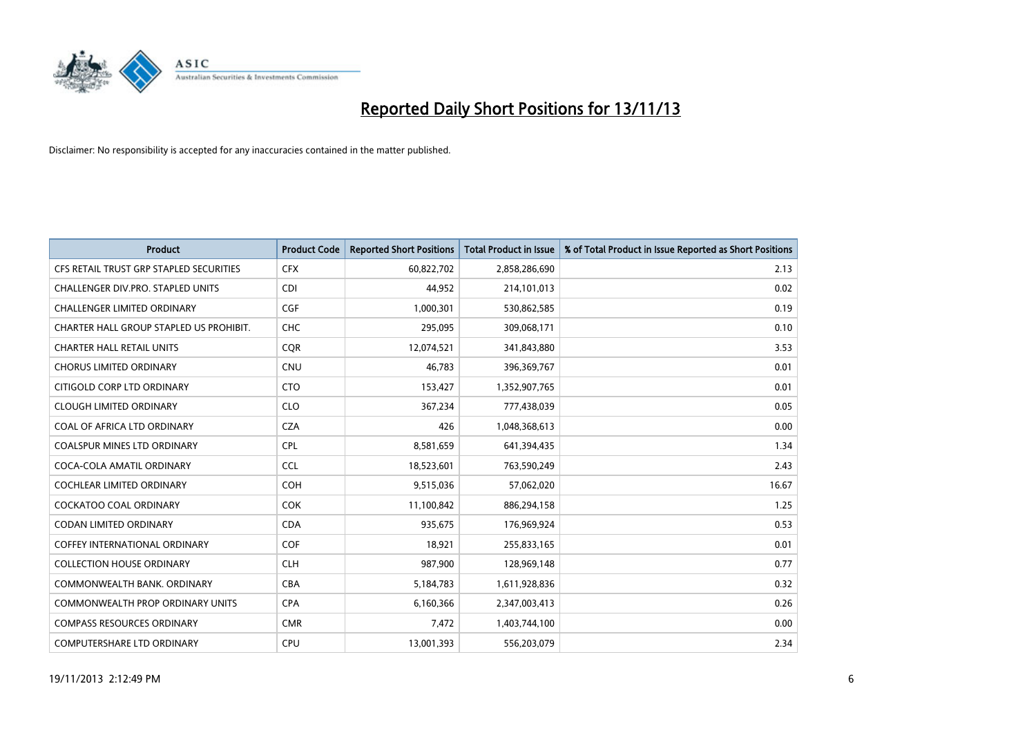# Reported Daily Short Positions for 13/11/13

Disclaimer: No responsibility is accepted for any inaccuracies contained in the matter published.

| Product | Product Code | Reported Short Positions | Total Product in Issue | % of Total Product in Issue Reported as Short Positions |
|---|---|---|---|---|
| CFS RETAIL TRUST GRP STAPLED SECURITIES | CFX | 60,822,702 | 2,858,286,690 | 2.13 |
| CHALLENGER DIV.PRO. STAPLED UNITS | CDI | 44,952 | 214,101,013 | 0.02 |
| CHALLENGER LIMITED ORDINARY | CGF | 1,000,301 | 530,862,585 | 0.19 |
| CHARTER HALL GROUP STAPLED US PROHIBIT. | CHC | 295,095 | 309,068,171 | 0.10 |
| CHARTER HALL RETAIL UNITS | CQR | 12,074,521 | 341,843,880 | 3.53 |
| CHORUS LIMITED ORDINARY | CNU | 46,783 | 396,369,767 | 0.01 |
| CITIGOLD CORP LTD ORDINARY | CTO | 153,427 | 1,352,907,765 | 0.01 |
| CLOUGH LIMITED ORDINARY | CLO | 367,234 | 777,438,039 | 0.05 |
| COAL OF AFRICA LTD ORDINARY | CZA | 426 | 1,048,368,613 | 0.00 |
| COALSPUR MINES LTD ORDINARY | CPL | 8,581,659 | 641,394,435 | 1.34 |
| COCA-COLA AMATIL ORDINARY | CCL | 18,523,601 | 763,590,249 | 2.43 |
| COCHLEAR LIMITED ORDINARY | COH | 9,515,036 | 57,062,020 | 16.67 |
| COCKATOO COAL ORDINARY | COK | 11,100,842 | 886,294,158 | 1.25 |
| CODAN LIMITED ORDINARY | CDA | 935,675 | 176,969,924 | 0.53 |
| COFFEY INTERNATIONAL ORDINARY | COF | 18,921 | 255,833,165 | 0.01 |
| COLLECTION HOUSE ORDINARY | CLH | 987,900 | 128,969,148 | 0.77 |
| COMMONWEALTH BANK. ORDINARY | CBA | 5,184,783 | 1,611,928,836 | 0.32 |
| COMMONWEALTH PROP ORDINARY UNITS | CPA | 6,160,366 | 2,347,003,413 | 0.26 |
| COMPASS RESOURCES ORDINARY | CMR | 7,472 | 1,403,744,100 | 0.00 |
| COMPUTERSHARE LTD ORDINARY | CPU | 13,001,393 | 556,203,079 | 2.34 |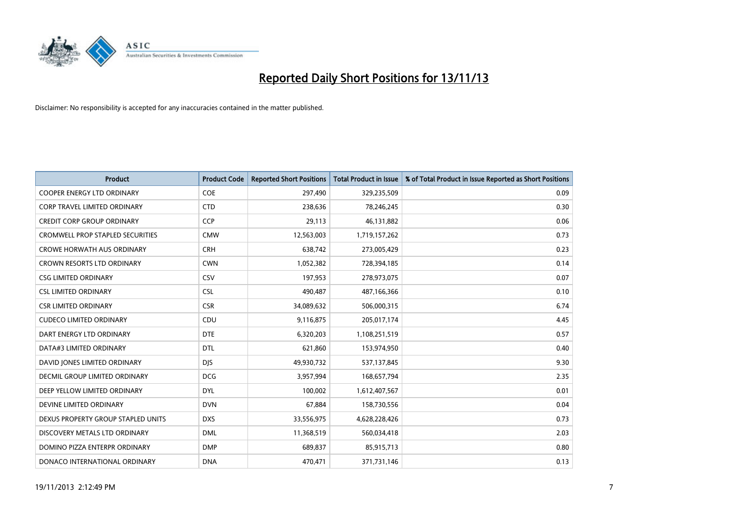# Reported Daily Short Positions for 13/11/13

Disclaimer: No responsibility is accepted for any inaccuracies contained in the matter published.

| Product | Product Code | Reported Short Positions | Total Product in Issue | % of Total Product in Issue Reported as Short Positions |
|---|---|---|---|---|
| COOPER ENERGY LTD ORDINARY | COE | 297,490 | 329,235,509 | 0.09 |
| CORP TRAVEL LIMITED ORDINARY | CTD | 238,636 | 78,246,245 | 0.30 |
| CREDIT CORP GROUP ORDINARY | CCP | 29,113 | 46,131,882 | 0.06 |
| CROMWELL PROP STAPLED SECURITIES | CMW | 12,563,003 | 1,719,157,262 | 0.73 |
| CROWE HORWATH AUS ORDINARY | CRH | 638,742 | 273,005,429 | 0.23 |
| CROWN RESORTS LTD ORDINARY | CWN | 1,052,382 | 728,394,185 | 0.14 |
| CSG LIMITED ORDINARY | CSV | 197,953 | 278,973,075 | 0.07 |
| CSL LIMITED ORDINARY | CSL | 490,487 | 487,166,366 | 0.10 |
| CSR LIMITED ORDINARY | CSR | 34,089,632 | 506,000,315 | 6.74 |
| CUDECO LIMITED ORDINARY | CDU | 9,116,875 | 205,017,174 | 4.45 |
| DART ENERGY LTD ORDINARY | DTE | 6,320,203 | 1,108,251,519 | 0.57 |
| DATA#3 LIMITED ORDINARY | DTL | 621,860 | 153,974,950 | 0.40 |
| DAVID JONES LIMITED ORDINARY | DJS | 49,930,732 | 537,137,845 | 9.30 |
| DECMIL GROUP LIMITED ORDINARY | DCG | 3,957,994 | 168,657,794 | 2.35 |
| DEEP YELLOW LIMITED ORDINARY | DYL | 100,002 | 1,612,407,567 | 0.01 |
| DEVINE LIMITED ORDINARY | DVN | 67,884 | 158,730,556 | 0.04 |
| DEXUS PROPERTY GROUP STAPLED UNITS | DXS | 33,556,975 | 4,628,228,426 | 0.73 |
| DISCOVERY METALS LTD ORDINARY | DML | 11,368,519 | 560,034,418 | 2.03 |
| DOMINO PIZZA ENTERPR ORDINARY | DMP | 689,837 | 85,915,713 | 0.80 |
| DONACO INTERNATIONAL ORDINARY | DNA | 470,471 | 371,731,146 | 0.13 |

19/11/2013 2:12:49 PM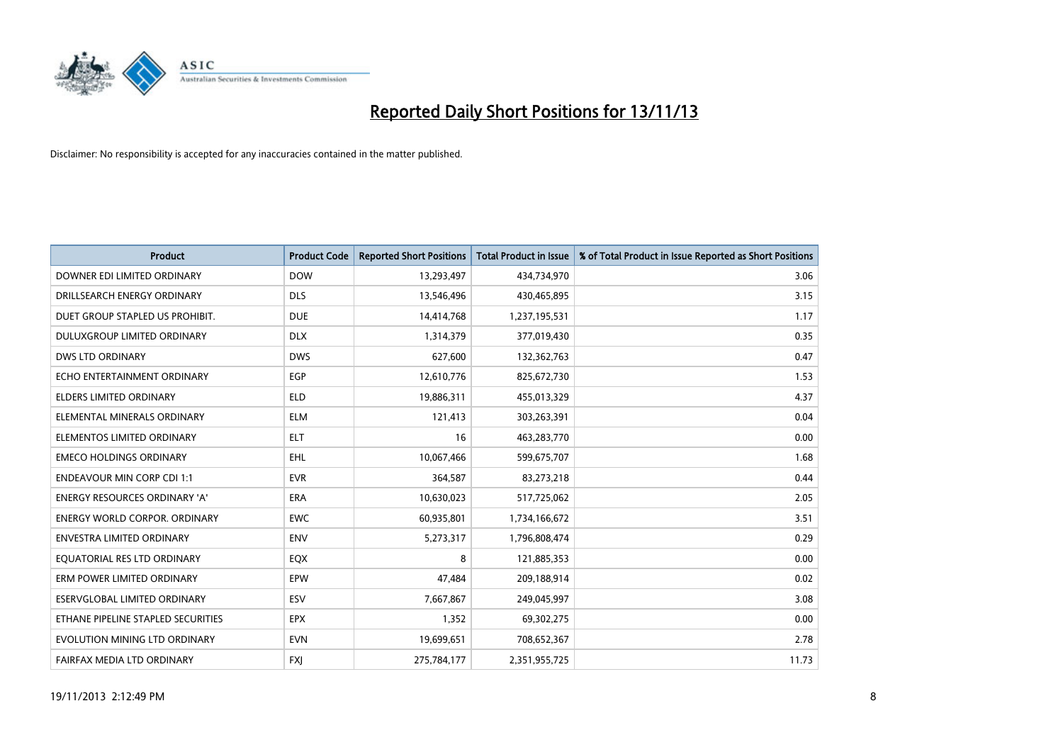# Reported Daily Short Positions for 13/11/13

Disclaimer: No responsibility is accepted for any inaccuracies contained in the matter published.

| Product | Product Code | Reported Short Positions | Total Product in Issue | % of Total Product in Issue Reported as Short Positions |
|---|---|---|---|---|
| DOWNER EDI LIMITED ORDINARY | DOW | 13,293,497 | 434,734,970 | 3.06 |
| DRILLSEARCH ENERGY ORDINARY | DLS | 13,546,496 | 430,465,895 | 3.15 |
| DUET GROUP STAPLED US PROHIBIT. | DUE | 14,414,768 | 1,237,195,531 | 1.17 |
| DULUXGROUP LIMITED ORDINARY | DLX | 1,314,379 | 377,019,430 | 0.35 |
| DWS LTD ORDINARY | DWS | 627,600 | 132,362,763 | 0.47 |
| ECHO ENTERTAINMENT ORDINARY | EGP | 12,610,776 | 825,672,730 | 1.53 |
| ELDERS LIMITED ORDINARY | ELD | 19,886,311 | 455,013,329 | 4.37 |
| ELEMENTAL MINERALS ORDINARY | ELM | 121,413 | 303,263,391 | 0.04 |
| ELEMENTOS LIMITED ORDINARY | ELT | 16 | 463,283,770 | 0.00 |
| EMECO HOLDINGS ORDINARY | EHL | 10,067,466 | 599,675,707 | 1.68 |
| ENDEAVOUR MIN CORP CDI 1:1 | EVR | 364,587 | 83,273,218 | 0.44 |
| ENERGY RESOURCES ORDINARY 'A' | ERA | 10,630,023 | 517,725,062 | 2.05 |
| ENERGY WORLD CORPOR. ORDINARY | EWC | 60,935,801 | 1,734,166,672 | 3.51 |
| ENVESTRA LIMITED ORDINARY | ENV | 5,273,317 | 1,796,808,474 | 0.29 |
| EQUATORIAL RES LTD ORDINARY | EQX | 8 | 121,885,353 | 0.00 |
| ERM POWER LIMITED ORDINARY | EPW | 47,484 | 209,188,914 | 0.02 |
| ESERVGLOBAL LIMITED ORDINARY | ESV | 7,667,867 | 249,045,997 | 3.08 |
| ETHANE PIPELINE STAPLED SECURITIES | EPX | 1,352 | 69,302,275 | 0.00 |
| EVOLUTION MINING LTD ORDINARY | EVN | 19,699,651 | 708,652,367 | 2.78 |
| FAIRFAX MEDIA LTD ORDINARY | FXJ | 275,784,177 | 2,351,955,725 | 11.73 |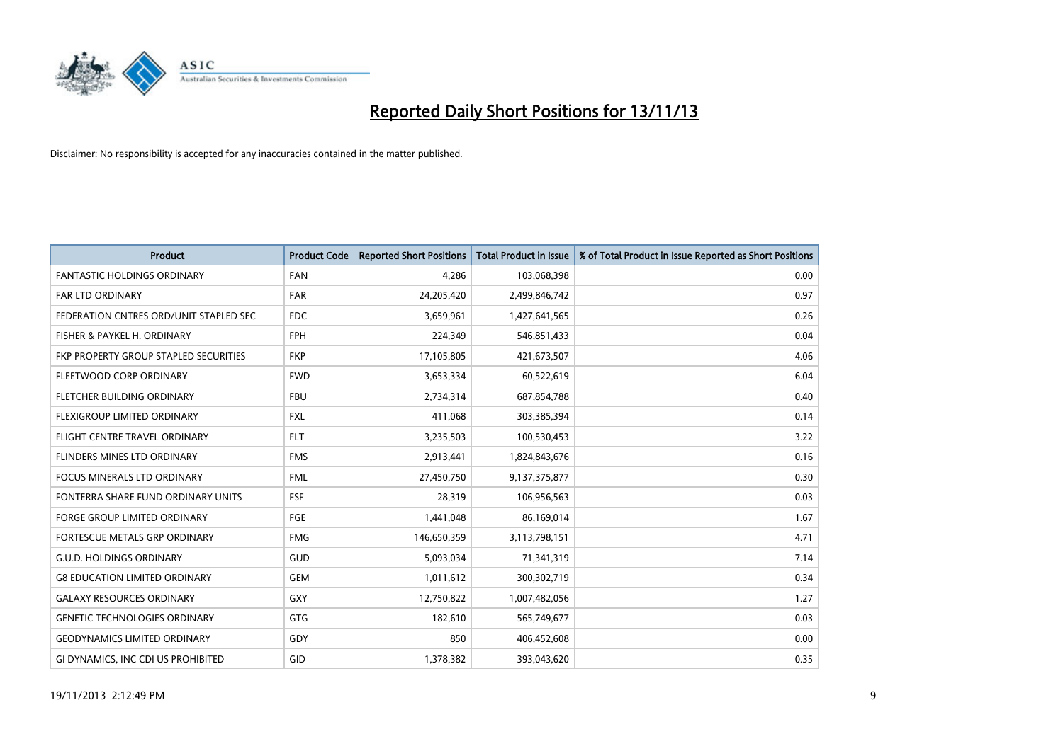# Reported Daily Short Positions for 13/11/13

Disclaimer: No responsibility is accepted for any inaccuracies contained in the matter published.

| Product | Product Code | Reported Short Positions | Total Product in Issue | % of Total Product in Issue Reported as Short Positions |
|---|---|---|---|---|
| FANTASTIC HOLDINGS ORDINARY | FAN | 4,286 | 103,068,398 | 0.00 |
| FAR LTD ORDINARY | FAR | 24,205,420 | 2,499,846,742 | 0.97 |
| FEDERATION CNTRES ORD/UNIT STAPLED SEC | FDC | 3,659,961 | 1,427,641,565 | 0.26 |
| FISHER & PAYKEL H. ORDINARY | FPH | 224,349 | 546,851,433 | 0.04 |
| FKP PROPERTY GROUP STAPLED SECURITIES | FKP | 17,105,805 | 421,673,507 | 4.06 |
| FLEETWOOD CORP ORDINARY | FWD | 3,653,334 | 60,522,619 | 6.04 |
| FLETCHER BUILDING ORDINARY | FBU | 2,734,314 | 687,854,788 | 0.40 |
| FLEXIGROUP LIMITED ORDINARY | FXL | 411,068 | 303,385,394 | 0.14 |
| FLIGHT CENTRE TRAVEL ORDINARY | FLT | 3,235,503 | 100,530,453 | 3.22 |
| FLINDERS MINES LTD ORDINARY | FMS | 2,913,441 | 1,824,843,676 | 0.16 |
| FOCUS MINERALS LTD ORDINARY | FML | 27,450,750 | 9,137,375,877 | 0.30 |
| FONTERRA SHARE FUND ORDINARY UNITS | FSF | 28,319 | 106,956,563 | 0.03 |
| FORGE GROUP LIMITED ORDINARY | FGE | 1,441,048 | 86,169,014 | 1.67 |
| FORTESCUE METALS GRP ORDINARY | FMG | 146,650,359 | 3,113,798,151 | 4.71 |
| G.U.D. HOLDINGS ORDINARY | GUD | 5,093,034 | 71,341,319 | 7.14 |
| G8 EDUCATION LIMITED ORDINARY | GEM | 1,011,612 | 300,302,719 | 0.34 |
| GALAXY RESOURCES ORDINARY | GXY | 12,750,822 | 1,007,482,056 | 1.27 |
| GENETIC TECHNOLOGIES ORDINARY | GTG | 182,610 | 565,749,677 | 0.03 |
| GEODYNAMICS LIMITED ORDINARY | GDY | 850 | 406,452,608 | 0.00 |
| GI DYNAMICS, INC CDI US PROHIBITED | GID | 1,378,382 | 393,043,620 | 0.35 |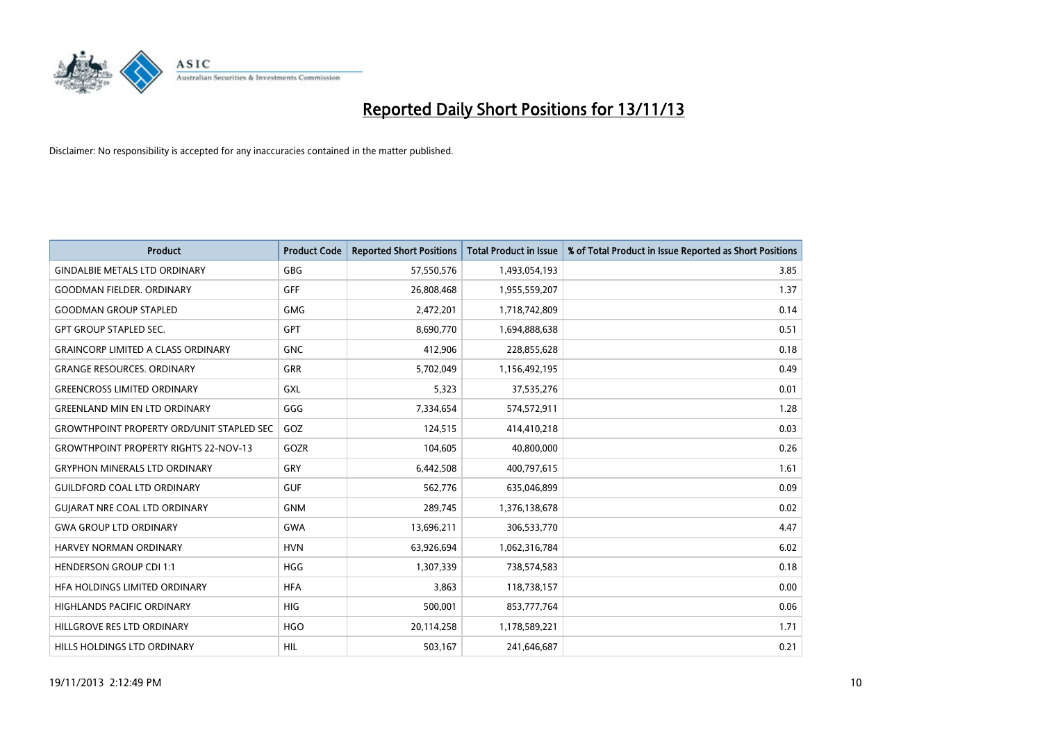# Reported Daily Short Positions for 13/11/13

Disclaimer: No responsibility is accepted for any inaccuracies contained in the matter published.

| Product | Product Code | Reported Short Positions | Total Product in Issue | % of Total Product in Issue Reported as Short Positions |
|---|---|---|---|---|
| GINDALBIE METALS LTD ORDINARY | GBG | 57,550,576 | 1,493,054,193 | 3.85 |
| GOODMAN FIELDER. ORDINARY | GFF | 26,808,468 | 1,955,559,207 | 1.37 |
| GOODMAN GROUP STAPLED | GMG | 2,472,201 | 1,718,742,809 | 0.14 |
| GPT GROUP STAPLED SEC. | GPT | 8,690,770 | 1,694,888,638 | 0.51 |
| GRAINCORP LIMITED A CLASS ORDINARY | GNC | 412,906 | 228,855,628 | 0.18 |
| GRANGE RESOURCES. ORDINARY | GRR | 5,702,049 | 1,156,492,195 | 0.49 |
| GREENCROSS LIMITED ORDINARY | GXL | 5,323 | 37,535,276 | 0.01 |
| GREENLAND MIN EN LTD ORDINARY | GGG | 7,334,654 | 574,572,911 | 1.28 |
| GROWTHPOINT PROPERTY ORD/UNIT STAPLED SEC | GOZ | 124,515 | 414,410,218 | 0.03 |
| GROWTHPOINT PROPERTY RIGHTS 22-NOV-13 | GOZR | 104,605 | 40,800,000 | 0.26 |
| GRYPHON MINERALS LTD ORDINARY | GRY | 6,442,508 | 400,797,615 | 1.61 |
| GUILDFORD COAL LTD ORDINARY | GUF | 562,776 | 635,046,899 | 0.09 |
| GUJARAT NRE COAL LTD ORDINARY | GNM | 289,745 | 1,376,138,678 | 0.02 |
| GWA GROUP LTD ORDINARY | GWA | 13,696,211 | 306,533,770 | 4.47 |
| HARVEY NORMAN ORDINARY | HVN | 63,926,694 | 1,062,316,784 | 6.02 |
| HENDERSON GROUP CDI 1:1 | HGG | 1,307,339 | 738,574,583 | 0.18 |
| HFA HOLDINGS LIMITED ORDINARY | HFA | 3,863 | 118,738,157 | 0.00 |
| HIGHLANDS PACIFIC ORDINARY | HIG | 500,001 | 853,777,764 | 0.06 |
| HILLGROVE RES LTD ORDINARY | HGO | 20,114,258 | 1,178,589,221 | 1.71 |
| HILLS HOLDINGS LTD ORDINARY | HIL | 503,167 | 241,646,687 | 0.21 |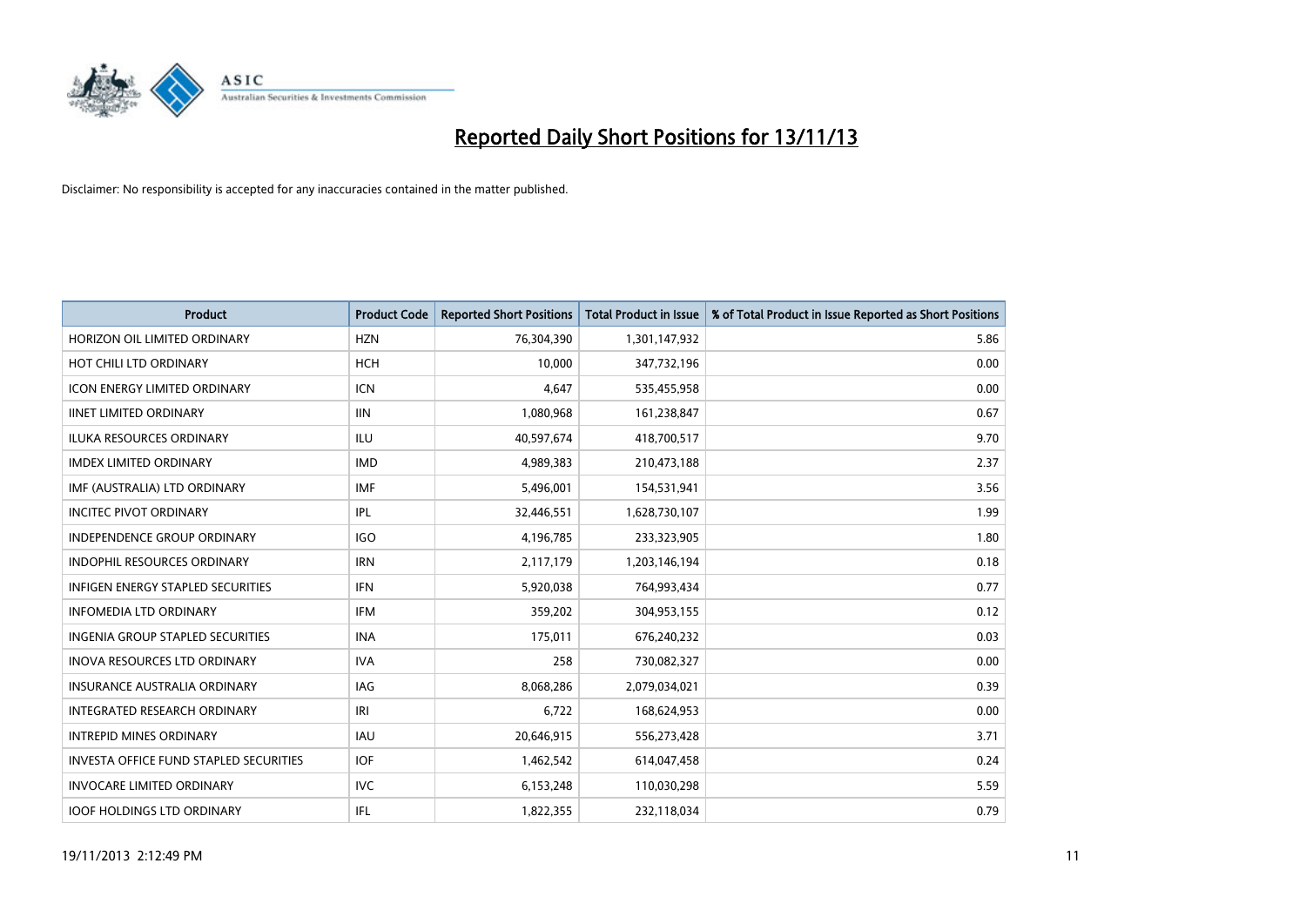# Reported Daily Short Positions for 13/11/13

Disclaimer: No responsibility is accepted for any inaccuracies contained in the matter published.

| Product | Product Code | Reported Short Positions | Total Product in Issue | % of Total Product in Issue Reported as Short Positions |
|---|---|---|---|---|
| HORIZON OIL LIMITED ORDINARY | HZN | 76,304,390 | 1,301,147,932 | 5.86 |
| HOT CHILI LTD ORDINARY | HCH | 10,000 | 347,732,196 | 0.00 |
| ICON ENERGY LIMITED ORDINARY | ICN | 4,647 | 535,455,958 | 0.00 |
| IINET LIMITED ORDINARY | IIN | 1,080,968 | 161,238,847 | 0.67 |
| ILUKA RESOURCES ORDINARY | ILU | 40,597,674 | 418,700,517 | 9.70 |
| IMDEX LIMITED ORDINARY | IMD | 4,989,383 | 210,473,188 | 2.37 |
| IMF (AUSTRALIA) LTD ORDINARY | IMF | 5,496,001 | 154,531,941 | 3.56 |
| INCITEC PIVOT ORDINARY | IPL | 32,446,551 | 1,628,730,107 | 1.99 |
| INDEPENDENCE GROUP ORDINARY | IGO | 4,196,785 | 233,323,905 | 1.80 |
| INDOPHIL RESOURCES ORDINARY | IRN | 2,117,179 | 1,203,146,194 | 0.18 |
| INFIGEN ENERGY STAPLED SECURITIES | IFN | 5,920,038 | 764,993,434 | 0.77 |
| INFOMEDIA LTD ORDINARY | IFM | 359,202 | 304,953,155 | 0.12 |
| INGENIA GROUP STAPLED SECURITIES | INA | 175,011 | 676,240,232 | 0.03 |
| INOVA RESOURCES LTD ORDINARY | IVA | 258 | 730,082,327 | 0.00 |
| INSURANCE AUSTRALIA ORDINARY | IAG | 8,068,286 | 2,079,034,021 | 0.39 |
| INTEGRATED RESEARCH ORDINARY | IRI | 6,722 | 168,624,953 | 0.00 |
| INTREPID MINES ORDINARY | IAU | 20,646,915 | 556,273,428 | 3.71 |
| INVESTA OFFICE FUND STAPLED SECURITIES | IOF | 1,462,542 | 614,047,458 | 0.24 |
| INVOCARE LIMITED ORDINARY | IVC | 6,153,248 | 110,030,298 | 5.59 |
| IOOF HOLDINGS LTD ORDINARY | IFL | 1,822,355 | 232,118,034 | 0.79 |

19/11/2013 2:12:49 PM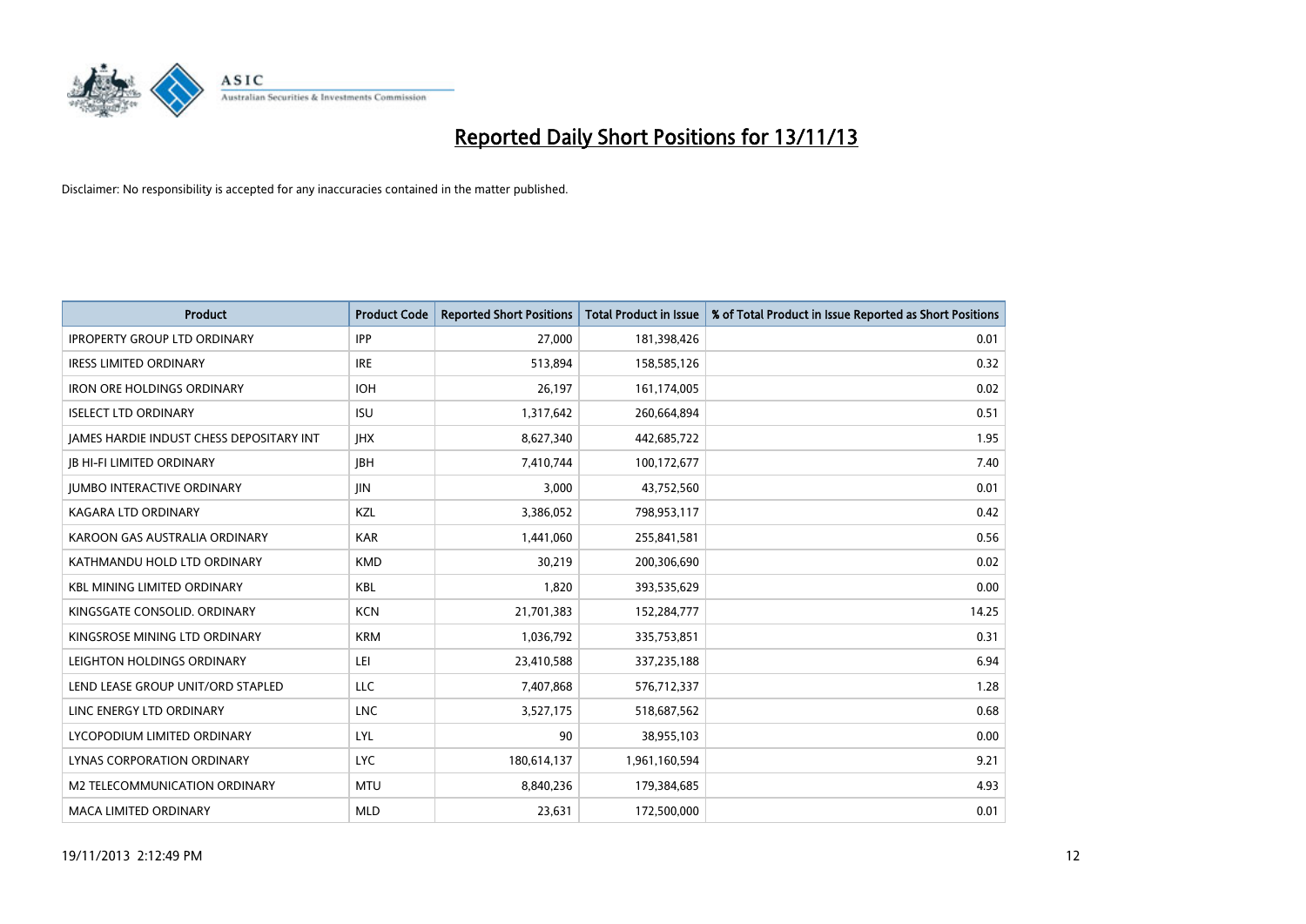# Reported Daily Short Positions for 13/11/13

Disclaimer: No responsibility is accepted for any inaccuracies contained in the matter published.

| Product | Product Code | Reported Short Positions | Total Product in Issue | % of Total Product in Issue Reported as Short Positions |
|---|---|---|---|---|
| IPROPERTY GROUP LTD ORDINARY | IPP | 27,000 | 181,398,426 | 0.01 |
| IRESS LIMITED ORDINARY | IRE | 513,894 | 158,585,126 | 0.32 |
| IRON ORE HOLDINGS ORDINARY | IOH | 26,197 | 161,174,005 | 0.02 |
| ISELECT LTD ORDINARY | ISU | 1,317,642 | 260,664,894 | 0.51 |
| JAMES HARDIE INDUST CHESS DEPOSITARY INT | JHX | 8,627,340 | 442,685,722 | 1.95 |
| JB HI-FI LIMITED ORDINARY | JBH | 7,410,744 | 100,172,677 | 7.40 |
| JUMBO INTERACTIVE ORDINARY | JIN | 3,000 | 43,752,560 | 0.01 |
| KAGARA LTD ORDINARY | KZL | 3,386,052 | 798,953,117 | 0.42 |
| KAROON GAS AUSTRALIA ORDINARY | KAR | 1,441,060 | 255,841,581 | 0.56 |
| KATHMANDU HOLD LTD ORDINARY | KMD | 30,219 | 200,306,690 | 0.02 |
| KBL MINING LIMITED ORDINARY | KBL | 1,820 | 393,535,629 | 0.00 |
| KINGSGATE CONSOLID. ORDINARY | KCN | 21,701,383 | 152,284,777 | 14.25 |
| KINGSROSE MINING LTD ORDINARY | KRM | 1,036,792 | 335,753,851 | 0.31 |
| LEIGHTON HOLDINGS ORDINARY | LEI | 23,410,588 | 337,235,188 | 6.94 |
| LEND LEASE GROUP UNIT/ORD STAPLED | LLC | 7,407,868 | 576,712,337 | 1.28 |
| LINC ENERGY LTD ORDINARY | LNC | 3,527,175 | 518,687,562 | 0.68 |
| LYCOPODIUM LIMITED ORDINARY | LYL | 90 | 38,955,103 | 0.00 |
| LYNAS CORPORATION ORDINARY | LYC | 180,614,137 | 1,961,160,594 | 9.21 |
| M2 TELECOMMUNICATION ORDINARY | MTU | 8,840,236 | 179,384,685 | 4.93 |
| MACA LIMITED ORDINARY | MLD | 23,631 | 172,500,000 | 0.01 |

19/11/2013 2:12:49 PM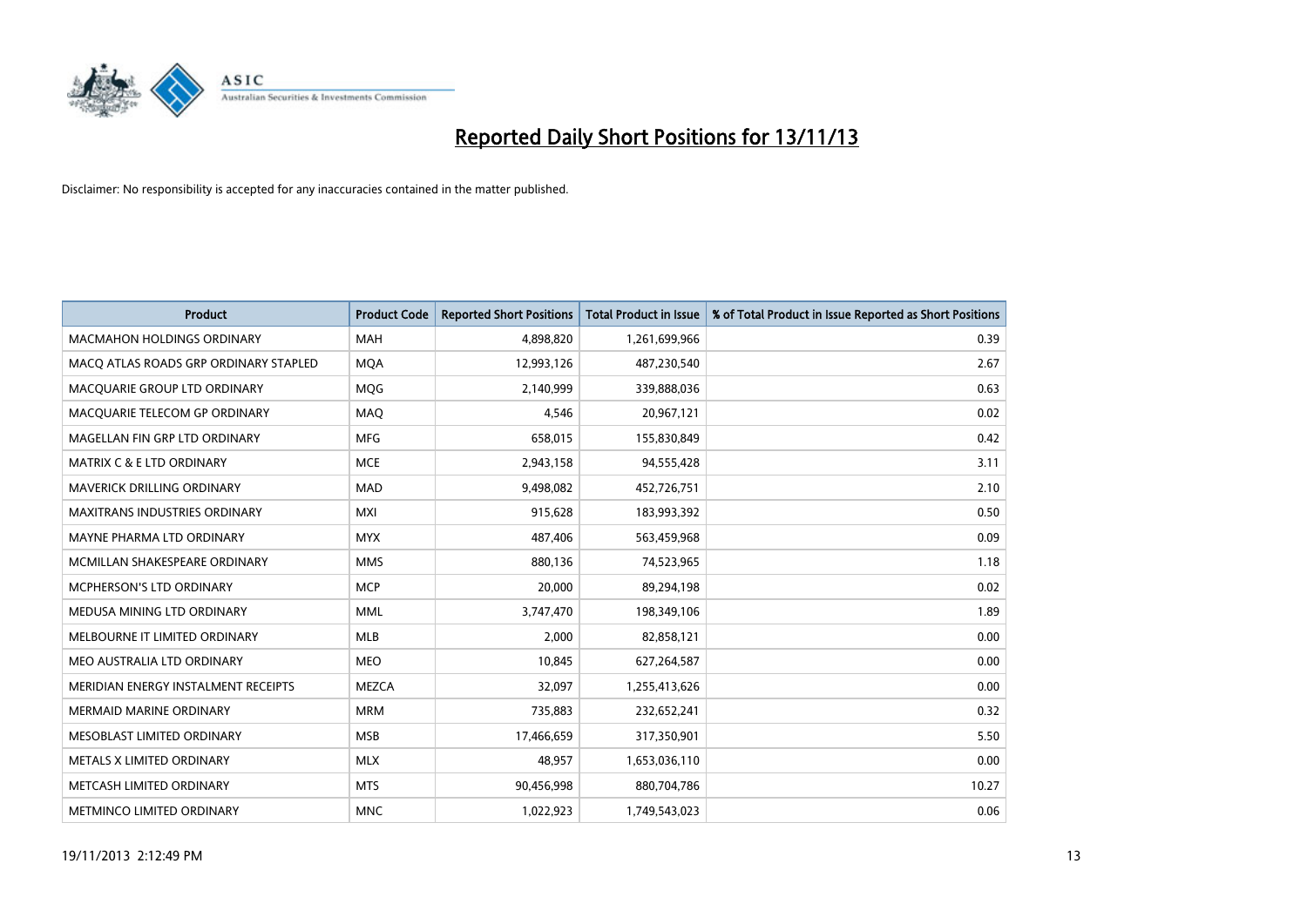# Reported Daily Short Positions for 13/11/13

Disclaimer: No responsibility is accepted for any inaccuracies contained in the matter published.

| Product | Product Code | Reported Short Positions | Total Product in Issue | % of Total Product in Issue Reported as Short Positions |
| --- | --- | --- | --- | --- |
| MACMAHON HOLDINGS ORDINARY | MAH | 4,898,820 | 1,261,699,966 | 0.39 |
| MACQ ATLAS ROADS GRP ORDINARY STAPLED | MQA | 12,993,126 | 487,230,540 | 2.67 |
| MACQUARIE GROUP LTD ORDINARY | MQG | 2,140,999 | 339,888,036 | 0.63 |
| MACQUARIE TELECOM GP ORDINARY | MAQ | 4,546 | 20,967,121 | 0.02 |
| MAGELLAN FIN GRP LTD ORDINARY | MFG | 658,015 | 155,830,849 | 0.42 |
| MATRIX C & E LTD ORDINARY | MCE | 2,943,158 | 94,555,428 | 3.11 |
| MAVERICK DRILLING ORDINARY | MAD | 9,498,082 | 452,726,751 | 2.10 |
| MAXITRANS INDUSTRIES ORDINARY | MXI | 915,628 | 183,993,392 | 0.50 |
| MAYNE PHARMA LTD ORDINARY | MYX | 487,406 | 563,459,968 | 0.09 |
| MCMILLAN SHAKESPEARE ORDINARY | MMS | 880,136 | 74,523,965 | 1.18 |
| MCPHERSON'S LTD ORDINARY | MCP | 20,000 | 89,294,198 | 0.02 |
| MEDUSA MINING LTD ORDINARY | MML | 3,747,470 | 198,349,106 | 1.89 |
| MELBOURNE IT LIMITED ORDINARY | MLB | 2,000 | 82,858,121 | 0.00 |
| MEO AUSTRALIA LTD ORDINARY | MEO | 10,845 | 627,264,587 | 0.00 |
| MERIDIAN ENERGY INSTALMENT RECEIPTS | MEZCA | 32,097 | 1,255,413,626 | 0.00 |
| MERMAID MARINE ORDINARY | MRM | 735,883 | 232,652,241 | 0.32 |
| MESOBLAST LIMITED ORDINARY | MSB | 17,466,659 | 317,350,901 | 5.50 |
| METALS X LIMITED ORDINARY | MLX | 48,957 | 1,653,036,110 | 0.00 |
| METCASH LIMITED ORDINARY | MTS | 90,456,998 | 880,704,786 | 10.27 |
| METMINCO LIMITED ORDINARY | MNC | 1,022,923 | 1,749,543,023 | 0.06 |

19/11/2013 2:12:49 PM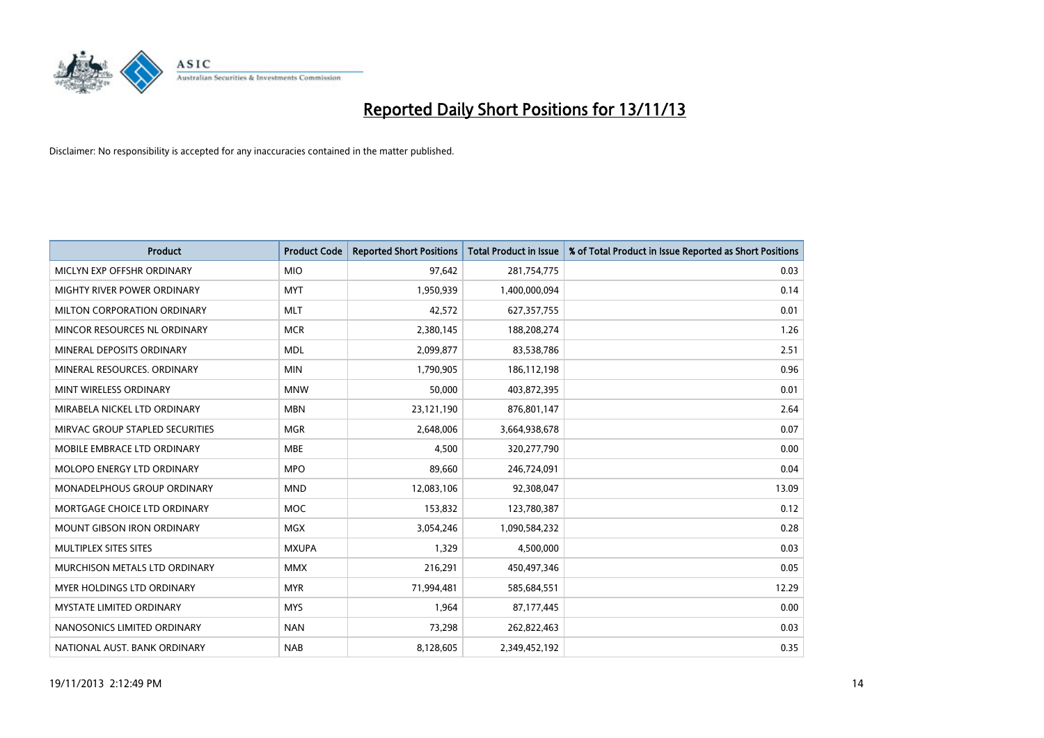# Reported Daily Short Positions for 13/11/13

Disclaimer: No responsibility is accepted for any inaccuracies contained in the matter published.

| Product | Product Code | Reported Short Positions | Total Product in Issue | % of Total Product in Issue Reported as Short Positions |
|---|---|---|---|---|
| MICLYN EXP OFFSHR ORDINARY | MIO | 97,642 | 281,754,775 | 0.03 |
| MIGHTY RIVER POWER ORDINARY | MYT | 1,950,939 | 1,400,000,094 | 0.14 |
| MILTON CORPORATION ORDINARY | MLT | 42,572 | 627,357,755 | 0.01 |
| MINCOR RESOURCES NL ORDINARY | MCR | 2,380,145 | 188,208,274 | 1.26 |
| MINERAL DEPOSITS ORDINARY | MDL | 2,099,877 | 83,538,786 | 2.51 |
| MINERAL RESOURCES. ORDINARY | MIN | 1,790,905 | 186,112,198 | 0.96 |
| MINT WIRELESS ORDINARY | MNW | 50,000 | 403,872,395 | 0.01 |
| MIRABELA NICKEL LTD ORDINARY | MBN | 23,121,190 | 876,801,147 | 2.64 |
| MIRVAC GROUP STAPLED SECURITIES | MGR | 2,648,006 | 3,664,938,678 | 0.07 |
| MOBILE EMBRACE LTD ORDINARY | MBE | 4,500 | 320,277,790 | 0.00 |
| MOLOPO ENERGY LTD ORDINARY | MPO | 89,660 | 246,724,091 | 0.04 |
| MONADELPHOUS GROUP ORDINARY | MND | 12,083,106 | 92,308,047 | 13.09 |
| MORTGAGE CHOICE LTD ORDINARY | MOC | 153,832 | 123,780,387 | 0.12 |
| MOUNT GIBSON IRON ORDINARY | MGX | 3,054,246 | 1,090,584,232 | 0.28 |
| MULTIPLEX SITES SITES | MXUPA | 1,329 | 4,500,000 | 0.03 |
| MURCHISON METALS LTD ORDINARY | MMX | 216,291 | 450,497,346 | 0.05 |
| MYER HOLDINGS LTD ORDINARY | MYR | 71,994,481 | 585,684,551 | 12.29 |
| MYSTATE LIMITED ORDINARY | MYS | 1,964 | 87,177,445 | 0.00 |
| NANOSONICS LIMITED ORDINARY | NAN | 73,298 | 262,822,463 | 0.03 |
| NATIONAL AUST. BANK ORDINARY | NAB | 8,128,605 | 2,349,452,192 | 0.35 |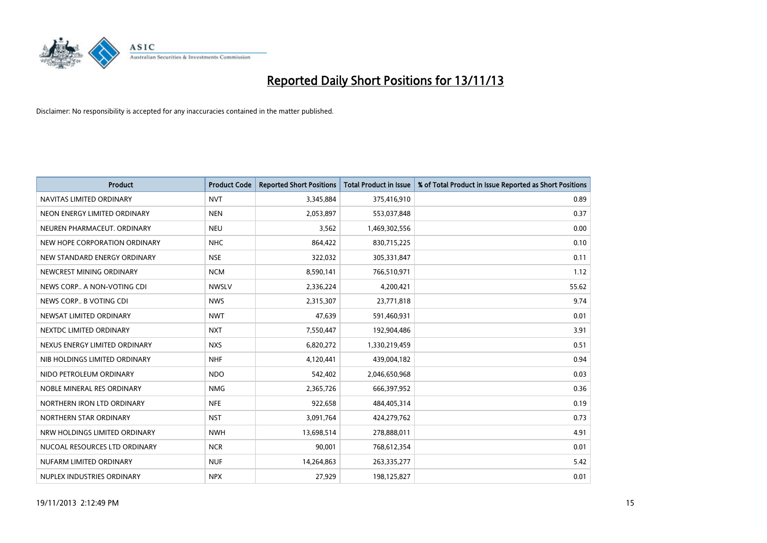# Reported Daily Short Positions for 13/11/13

Disclaimer: No responsibility is accepted for any inaccuracies contained in the matter published.

| Product | Product Code | Reported Short Positions | Total Product in Issue | % of Total Product in Issue Reported as Short Positions |
|---|---|---|---|---|
| NAVITAS LIMITED ORDINARY | NVT | 3,345,884 | 375,416,910 | 0.89 |
| NEON ENERGY LIMITED ORDINARY | NEN | 2,053,897 | 553,037,848 | 0.37 |
| NEUREN PHARMACEUT. ORDINARY | NEU | 3,562 | 1,469,302,556 | 0.00 |
| NEW HOPE CORPORATION ORDINARY | NHC | 864,422 | 830,715,225 | 0.10 |
| NEW STANDARD ENERGY ORDINARY | NSE | 322,032 | 305,331,847 | 0.11 |
| NEWCREST MINING ORDINARY | NCM | 8,590,141 | 766,510,971 | 1.12 |
| NEWS CORP.. A NON-VOTING CDI | NWSLV | 2,336,224 | 4,200,421 | 55.62 |
| NEWS CORP.. B VOTING CDI | NWS | 2,315,307 | 23,771,818 | 9.74 |
| NEWSAT LIMITED ORDINARY | NWT | 47,639 | 591,460,931 | 0.01 |
| NEXTDC LIMITED ORDINARY | NXT | 7,550,447 | 192,904,486 | 3.91 |
| NEXUS ENERGY LIMITED ORDINARY | NXS | 6,820,272 | 1,330,219,459 | 0.51 |
| NIB HOLDINGS LIMITED ORDINARY | NHF | 4,120,441 | 439,004,182 | 0.94 |
| NIDO PETROLEUM ORDINARY | NDO | 542,402 | 2,046,650,968 | 0.03 |
| NOBLE MINERAL RES ORDINARY | NMG | 2,365,726 | 666,397,952 | 0.36 |
| NORTHERN IRON LTD ORDINARY | NFE | 922,658 | 484,405,314 | 0.19 |
| NORTHERN STAR ORDINARY | NST | 3,091,764 | 424,279,762 | 0.73 |
| NRW HOLDINGS LIMITED ORDINARY | NWH | 13,698,514 | 278,888,011 | 4.91 |
| NUCOAL RESOURCES LTD ORDINARY | NCR | 90,001 | 768,612,354 | 0.01 |
| NUFARM LIMITED ORDINARY | NUF | 14,264,863 | 263,335,277 | 5.42 |
| NUPLEX INDUSTRIES ORDINARY | NPX | 27,929 | 198,125,827 | 0.01 |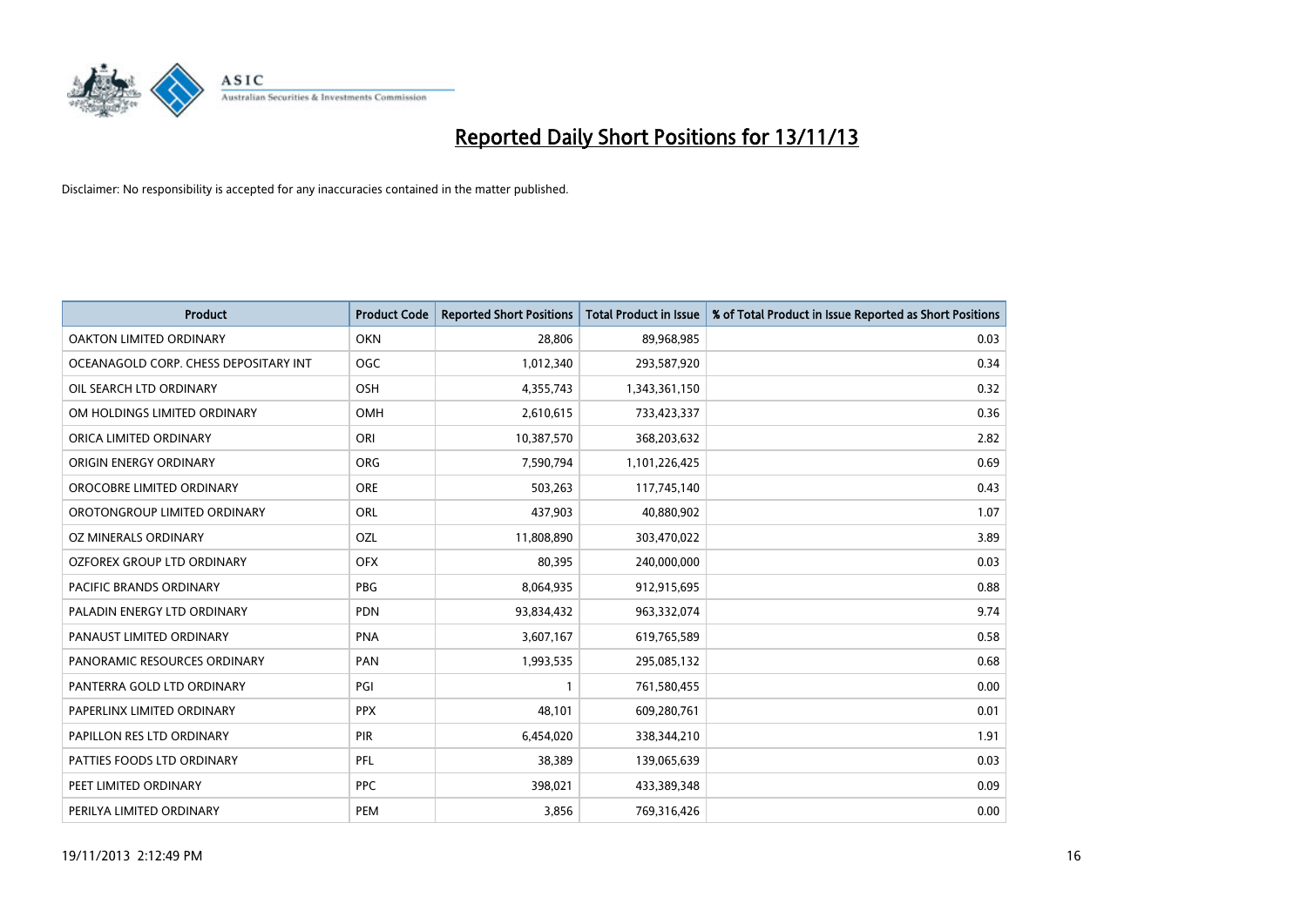# Reported Daily Short Positions for 13/11/13

Disclaimer: No responsibility is accepted for any inaccuracies contained in the matter published.

| Product | Product Code | Reported Short Positions | Total Product in Issue | % of Total Product in Issue Reported as Short Positions |
|---|---|---|---|---|
| OAKTON LIMITED ORDINARY | OKN | 28,806 | 89,968,985 | 0.03 |
| OCEANAGOLD CORP. CHESS DEPOSITARY INT | OGC | 1,012,340 | 293,587,920 | 0.34 |
| OIL SEARCH LTD ORDINARY | OSH | 4,355,743 | 1,343,361,150 | 0.32 |
| OM HOLDINGS LIMITED ORDINARY | OMH | 2,610,615 | 733,423,337 | 0.36 |
| ORICA LIMITED ORDINARY | ORI | 10,387,570 | 368,203,632 | 2.82 |
| ORIGIN ENERGY ORDINARY | ORG | 7,590,794 | 1,101,226,425 | 0.69 |
| OROCOBRE LIMITED ORDINARY | ORE | 503,263 | 117,745,140 | 0.43 |
| OROTONGROUP LIMITED ORDINARY | ORL | 437,903 | 40,880,902 | 1.07 |
| OZ MINERALS ORDINARY | OZL | 11,808,890 | 303,470,022 | 3.89 |
| OZFOREX GROUP LTD ORDINARY | OFX | 80,395 | 240,000,000 | 0.03 |
| PACIFIC BRANDS ORDINARY | PBG | 8,064,935 | 912,915,695 | 0.88 |
| PALADIN ENERGY LTD ORDINARY | PDN | 93,834,432 | 963,332,074 | 9.74 |
| PANAUST LIMITED ORDINARY | PNA | 3,607,167 | 619,765,589 | 0.58 |
| PANORAMIC RESOURCES ORDINARY | PAN | 1,993,535 | 295,085,132 | 0.68 |
| PANTERRA GOLD LTD ORDINARY | PGI | 1 | 761,580,455 | 0.00 |
| PAPERLINX LIMITED ORDINARY | PPX | 48,101 | 609,280,761 | 0.01 |
| PAPILLON RES LTD ORDINARY | PIR | 6,454,020 | 338,344,210 | 1.91 |
| PATTIES FOODS LTD ORDINARY | PFL | 38,389 | 139,065,639 | 0.03 |
| PEET LIMITED ORDINARY | PPC | 398,021 | 433,389,348 | 0.09 |
| PERILYA LIMITED ORDINARY | PEM | 3,856 | 769,316,426 | 0.00 |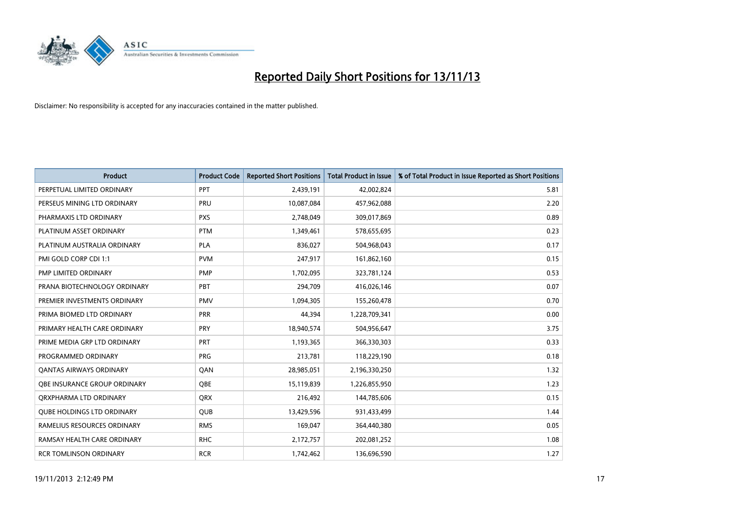# Reported Daily Short Positions for 13/11/13

Disclaimer: No responsibility is accepted for any inaccuracies contained in the matter published.

| Product | Product Code | Reported Short Positions | Total Product in Issue | % of Total Product in Issue Reported as Short Positions |
|---|---|---|---|---|
| PERPETUAL LIMITED ORDINARY | PPT | 2,439,191 | 42,002,824 | 5.81 |
| PERSEUS MINING LTD ORDINARY | PRU | 10,087,084 | 457,962,088 | 2.20 |
| PHARMAXIS LTD ORDINARY | PXS | 2,748,049 | 309,017,869 | 0.89 |
| PLATINUM ASSET ORDINARY | PTM | 1,349,461 | 578,655,695 | 0.23 |
| PLATINUM AUSTRALIA ORDINARY | PLA | 836,027 | 504,968,043 | 0.17 |
| PMI GOLD CORP CDI 1:1 | PVM | 247,917 | 161,862,160 | 0.15 |
| PMP LIMITED ORDINARY | PMP | 1,702,095 | 323,781,124 | 0.53 |
| PRANA BIOTECHNOLOGY ORDINARY | PBT | 294,709 | 416,026,146 | 0.07 |
| PREMIER INVESTMENTS ORDINARY | PMV | 1,094,305 | 155,260,478 | 0.70 |
| PRIMA BIOMED LTD ORDINARY | PRR | 44,394 | 1,228,709,341 | 0.00 |
| PRIMARY HEALTH CARE ORDINARY | PRY | 18,940,574 | 504,956,647 | 3.75 |
| PRIME MEDIA GRP LTD ORDINARY | PRT | 1,193,365 | 366,330,303 | 0.33 |
| PROGRAMMED ORDINARY | PRG | 213,781 | 118,229,190 | 0.18 |
| QANTAS AIRWAYS ORDINARY | QAN | 28,985,051 | 2,196,330,250 | 1.32 |
| QBE INSURANCE GROUP ORDINARY | QBE | 15,119,839 | 1,226,855,950 | 1.23 |
| QRXPHARMA LTD ORDINARY | QRX | 216,492 | 144,785,606 | 0.15 |
| QUBE HOLDINGS LTD ORDINARY | QUB | 13,429,596 | 931,433,499 | 1.44 |
| RAMELIUS RESOURCES ORDINARY | RMS | 169,047 | 364,440,380 | 0.05 |
| RAMSAY HEALTH CARE ORDINARY | RHC | 2,172,757 | 202,081,252 | 1.08 |
| RCR TOMLINSON ORDINARY | RCR | 1,742,462 | 136,696,590 | 1.27 |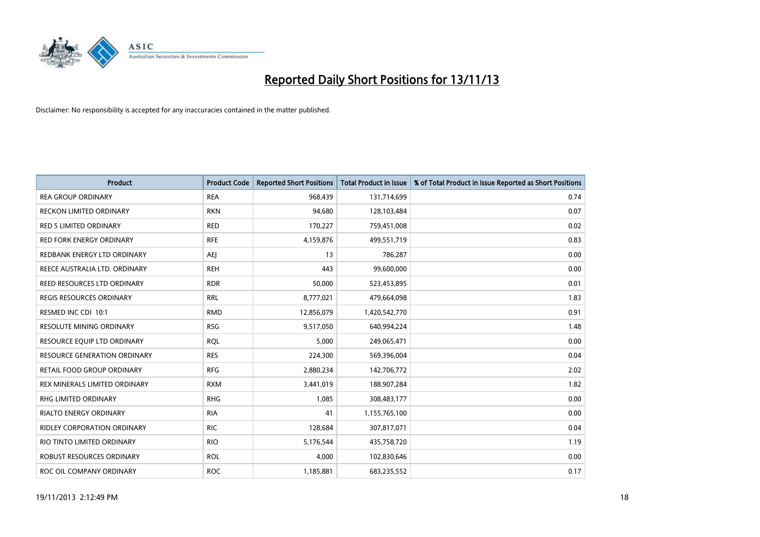# Reported Daily Short Positions for 13/11/13

Disclaimer: No responsibility is accepted for any inaccuracies contained in the matter published.

| Product | Product Code | Reported Short Positions | Total Product in Issue | % of Total Product in Issue Reported as Short Positions |
|---|---|---|---|---|
| REA GROUP ORDINARY | REA | 968,439 | 131,714,699 | 0.74 |
| RECKON LIMITED ORDINARY | RKN | 94,680 | 128,103,484 | 0.07 |
| RED 5 LIMITED ORDINARY | RED | 170,227 | 759,451,008 | 0.02 |
| RED FORK ENERGY ORDINARY | RFE | 4,159,876 | 499,551,719 | 0.83 |
| REDBANK ENERGY LTD ORDINARY | AEJ | 13 | 786,287 | 0.00 |
| REECE AUSTRALIA LTD. ORDINARY | REH | 443 | 99,600,000 | 0.00 |
| REED RESOURCES LTD ORDINARY | RDR | 50,000 | 523,453,895 | 0.01 |
| REGIS RESOURCES ORDINARY | RRL | 8,777,021 | 479,664,098 | 1.83 |
| RESMED INC CDI 10:1 | RMD | 12,856,079 | 1,420,542,770 | 0.91 |
| RESOLUTE MINING ORDINARY | RSG | 9,517,050 | 640,994,224 | 1.48 |
| RESOURCE EQUIP LTD ORDINARY | RQL | 5,000 | 249,065,471 | 0.00 |
| RESOURCE GENERATION ORDINARY | RES | 224,300 | 569,396,004 | 0.04 |
| RETAIL FOOD GROUP ORDINARY | RFG | 2,880,234 | 142,706,772 | 2.02 |
| REX MINERALS LIMITED ORDINARY | RXM | 3,441,019 | 188,907,284 | 1.82 |
| RHG LIMITED ORDINARY | RHG | 1,085 | 308,483,177 | 0.00 |
| RIALTO ENERGY ORDINARY | RIA | 41 | 1,155,765,100 | 0.00 |
| RIDLEY CORPORATION ORDINARY | RIC | 128,684 | 307,817,071 | 0.04 |
| RIO TINTO LIMITED ORDINARY | RIO | 5,176,544 | 435,758,720 | 1.19 |
| ROBUST RESOURCES ORDINARY | ROL | 4,000 | 102,830,646 | 0.00 |
| ROC OIL COMPANY ORDINARY | ROC | 1,185,881 | 683,235,552 | 0.17 |

19/11/2013 2:12:49 PM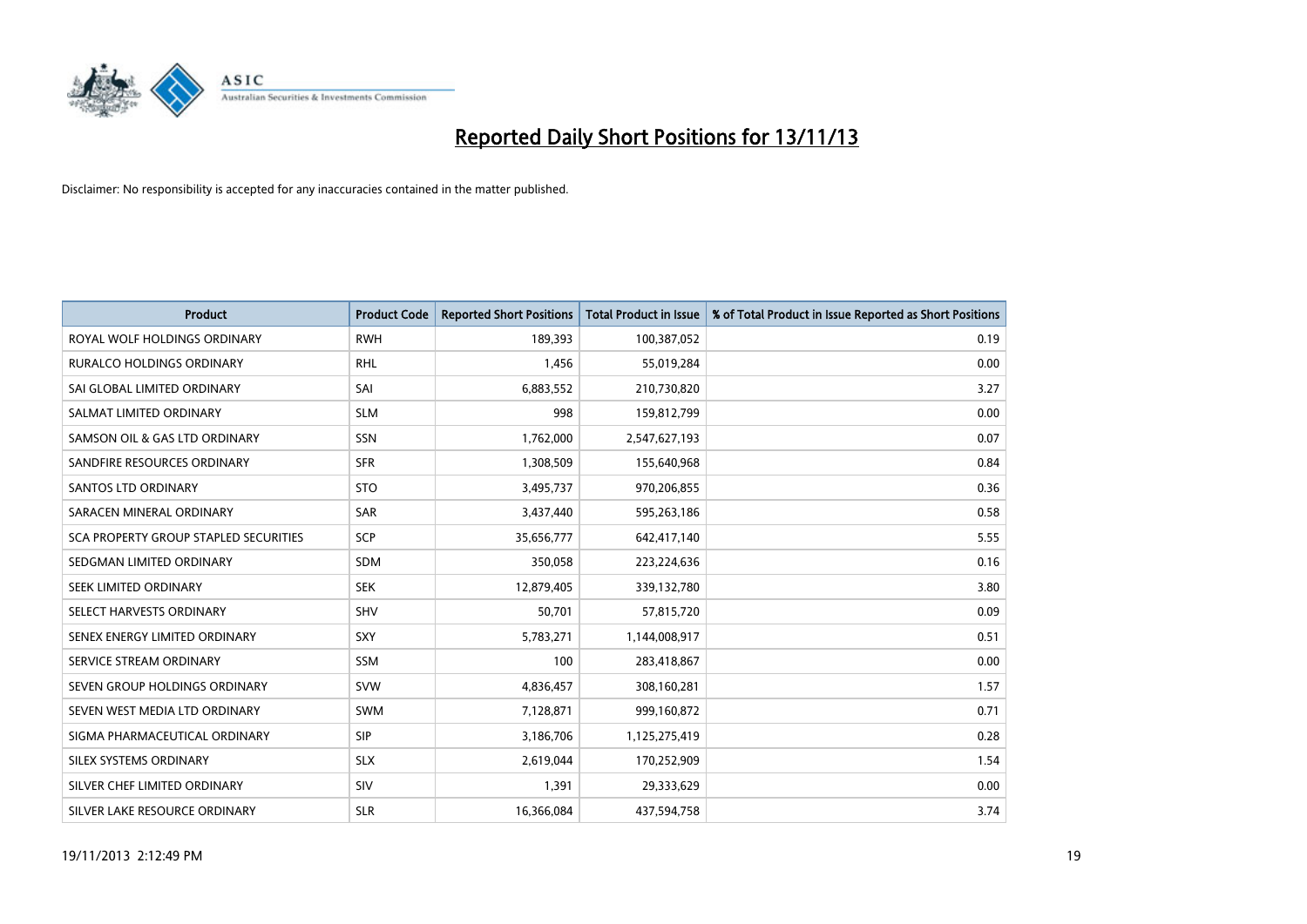# Reported Daily Short Positions for 13/11/13

Disclaimer: No responsibility is accepted for any inaccuracies contained in the matter published.

| Product | Product Code | Reported Short Positions | Total Product in Issue | % of Total Product in Issue Reported as Short Positions |
|---|---|---|---|---|
| ROYAL WOLF HOLDINGS ORDINARY | RWH | 189,393 | 100,387,052 | 0.19 |
| RURALCO HOLDINGS ORDINARY | RHL | 1,456 | 55,019,284 | 0.00 |
| SAI GLOBAL LIMITED ORDINARY | SAI | 6,883,552 | 210,730,820 | 3.27 |
| SALMAT LIMITED ORDINARY | SLM | 998 | 159,812,799 | 0.00 |
| SAMSON OIL & GAS LTD ORDINARY | SSN | 1,762,000 | 2,547,627,193 | 0.07 |
| SANDFIRE RESOURCES ORDINARY | SFR | 1,308,509 | 155,640,968 | 0.84 |
| SANTOS LTD ORDINARY | STO | 3,495,737 | 970,206,855 | 0.36 |
| SARACEN MINERAL ORDINARY | SAR | 3,437,440 | 595,263,186 | 0.58 |
| SCA PROPERTY GROUP STAPLED SECURITIES | SCP | 35,656,777 | 642,417,140 | 5.55 |
| SEDGMAN LIMITED ORDINARY | SDM | 350,058 | 223,224,636 | 0.16 |
| SEEK LIMITED ORDINARY | SEK | 12,879,405 | 339,132,780 | 3.80 |
| SELECT HARVESTS ORDINARY | SHV | 50,701 | 57,815,720 | 0.09 |
| SENEX ENERGY LIMITED ORDINARY | SXY | 5,783,271 | 1,144,008,917 | 0.51 |
| SERVICE STREAM ORDINARY | SSM | 100 | 283,418,867 | 0.00 |
| SEVEN GROUP HOLDINGS ORDINARY | SVW | 4,836,457 | 308,160,281 | 1.57 |
| SEVEN WEST MEDIA LTD ORDINARY | SWM | 7,128,871 | 999,160,872 | 0.71 |
| SIGMA PHARMACEUTICAL ORDINARY | SIP | 3,186,706 | 1,125,275,419 | 0.28 |
| SILEX SYSTEMS ORDINARY | SLX | 2,619,044 | 170,252,909 | 1.54 |
| SILVER CHEF LIMITED ORDINARY | SIV | 1,391 | 29,333,629 | 0.00 |
| SILVER LAKE RESOURCE ORDINARY | SLR | 16,366,084 | 437,594,758 | 3.74 |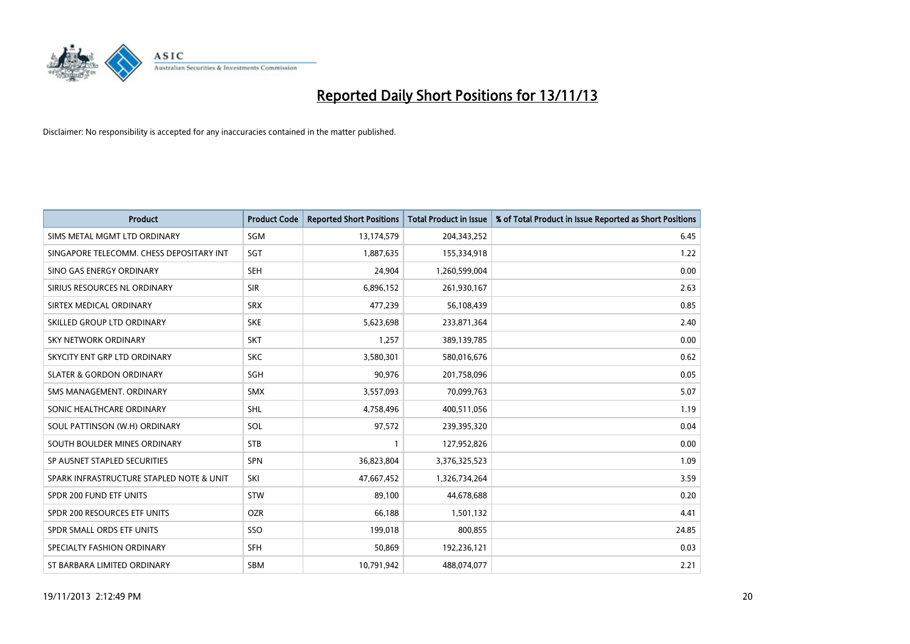# Reported Daily Short Positions for 13/11/13

Disclaimer: No responsibility is accepted for any inaccuracies contained in the matter published.

| Product | Product Code | Reported Short Positions | Total Product in Issue | % of Total Product in Issue Reported as Short Positions |
|---|---|---|---|---|
| SIMS METAL MGMT LTD ORDINARY | SGM | 13,174,579 | 204,343,252 | 6.45 |
| SINGAPORE TELECOMM. CHESS DEPOSITARY INT | SGT | 1,887,635 | 155,334,918 | 1.22 |
| SINO GAS ENERGY ORDINARY | SEH | 24,904 | 1,260,599,004 | 0.00 |
| SIRIUS RESOURCES NL ORDINARY | SIR | 6,896,152 | 261,930,167 | 2.63 |
| SIRTEX MEDICAL ORDINARY | SRX | 477,239 | 56,108,439 | 0.85 |
| SKILLED GROUP LTD ORDINARY | SKE | 5,623,698 | 233,871,364 | 2.40 |
| SKY NETWORK ORDINARY | SKT | 1,257 | 389,139,785 | 0.00 |
| SKYCITY ENT GRP LTD ORDINARY | SKC | 3,580,301 | 580,016,676 | 0.62 |
| SLATER & GORDON ORDINARY | SGH | 90,976 | 201,758,096 | 0.05 |
| SMS MANAGEMENT. ORDINARY | SMX | 3,557,093 | 70,099,763 | 5.07 |
| SONIC HEALTHCARE ORDINARY | SHL | 4,758,496 | 400,511,056 | 1.19 |
| SOUL PATTINSON (W.H) ORDINARY | SOL | 97,572 | 239,395,320 | 0.04 |
| SOUTH BOULDER MINES ORDINARY | STB | 1 | 127,952,826 | 0.00 |
| SP AUSNET STAPLED SECURITIES | SPN | 36,823,804 | 3,376,325,523 | 1.09 |
| SPARK INFRASTRUCTURE STAPLED NOTE & UNIT | SKI | 47,667,452 | 1,326,734,264 | 3.59 |
| SPDR 200 FUND ETF UNITS | STW | 89,100 | 44,678,688 | 0.20 |
| SPDR 200 RESOURCES ETF UNITS | OZR | 66,188 | 1,501,132 | 4.41 |
| SPDR SMALL ORDS ETF UNITS | SSO | 199,018 | 800,855 | 24.85 |
| SPECIALTY FASHION ORDINARY | SFH | 50,869 | 192,236,121 | 0.03 |
| ST BARBARA LIMITED ORDINARY | SBM | 10,791,942 | 488,074,077 | 2.21 |

19/11/2013 2:12:49 PM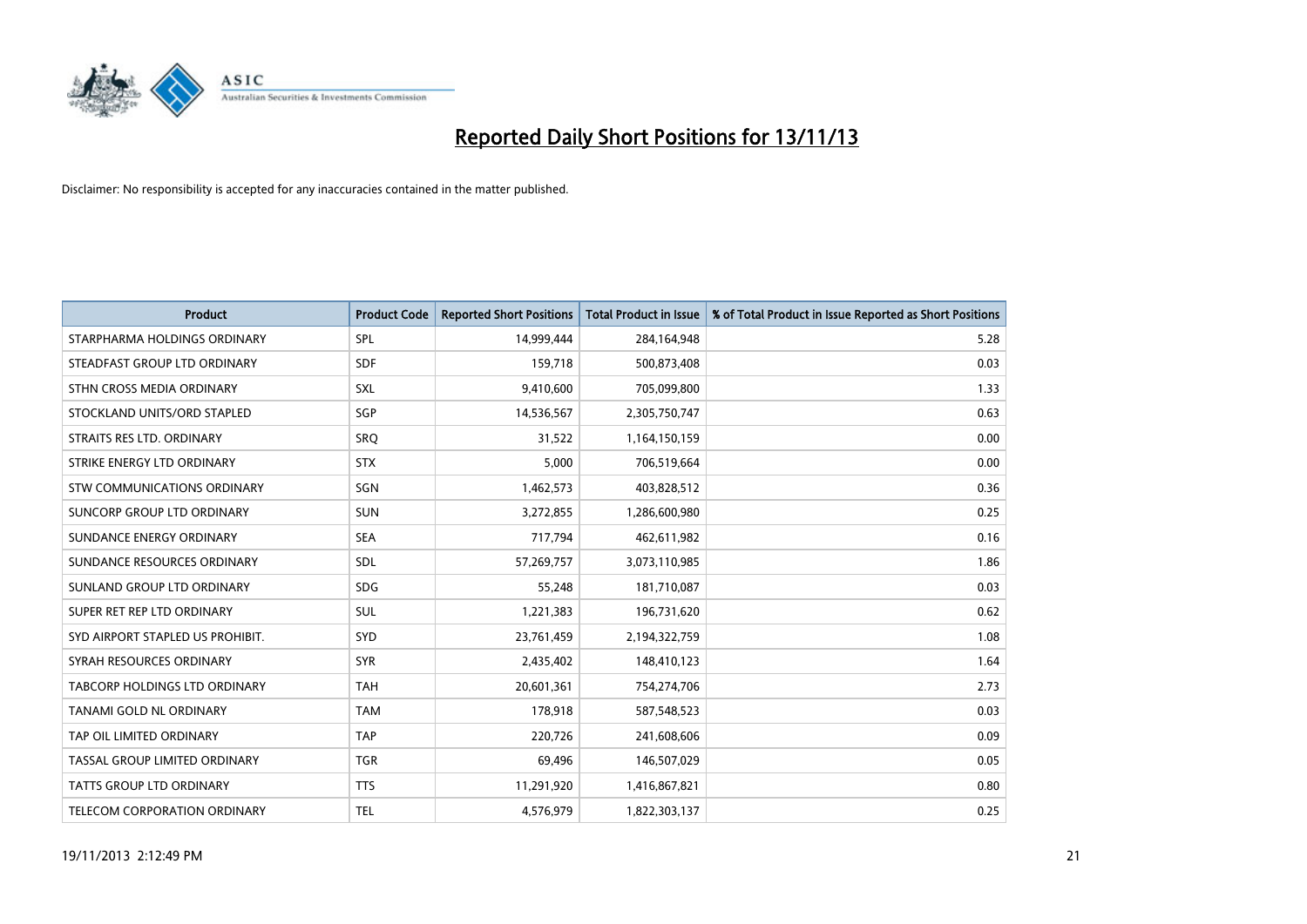# Reported Daily Short Positions for 13/11/13

Disclaimer: No responsibility is accepted for any inaccuracies contained in the matter published.

| Product | Product Code | Reported Short Positions | Total Product in Issue | % of Total Product in Issue Reported as Short Positions |
|---|---|---|---|---|
| STARPHARMA HOLDINGS ORDINARY | SPL | 14,999,444 | 284,164,948 | 5.28 |
| STEADFAST GROUP LTD ORDINARY | SDF | 159,718 | 500,873,408 | 0.03 |
| STHN CROSS MEDIA ORDINARY | SXL | 9,410,600 | 705,099,800 | 1.33 |
| STOCKLAND UNITS/ORD STAPLED | SGP | 14,536,567 | 2,305,750,747 | 0.63 |
| STRAITS RES LTD. ORDINARY | SRQ | 31,522 | 1,164,150,159 | 0.00 |
| STRIKE ENERGY LTD ORDINARY | STX | 5,000 | 706,519,664 | 0.00 |
| STW COMMUNICATIONS ORDINARY | SGN | 1,462,573 | 403,828,512 | 0.36 |
| SUNCORP GROUP LTD ORDINARY | SUN | 3,272,855 | 1,286,600,980 | 0.25 |
| SUNDANCE ENERGY ORDINARY | SEA | 717,794 | 462,611,982 | 0.16 |
| SUNDANCE RESOURCES ORDINARY | SDL | 57,269,757 | 3,073,110,985 | 1.86 |
| SUNLAND GROUP LTD ORDINARY | SDG | 55,248 | 181,710,087 | 0.03 |
| SUPER RET REP LTD ORDINARY | SUL | 1,221,383 | 196,731,620 | 0.62 |
| SYD AIRPORT STAPLED US PROHIBIT. | SYD | 23,761,459 | 2,194,322,759 | 1.08 |
| SYRAH RESOURCES ORDINARY | SYR | 2,435,402 | 148,410,123 | 1.64 |
| TABCORP HOLDINGS LTD ORDINARY | TAH | 20,601,361 | 754,274,706 | 2.73 |
| TANAMI GOLD NL ORDINARY | TAM | 178,918 | 587,548,523 | 0.03 |
| TAP OIL LIMITED ORDINARY | TAP | 220,726 | 241,608,606 | 0.09 |
| TASSAL GROUP LIMITED ORDINARY | TGR | 69,496 | 146,507,029 | 0.05 |
| TATTS GROUP LTD ORDINARY | TTS | 11,291,920 | 1,416,867,821 | 0.80 |
| TELECOM CORPORATION ORDINARY | TEL | 4,576,979 | 1,822,303,137 | 0.25 |

19/11/2013 2:12:49 PM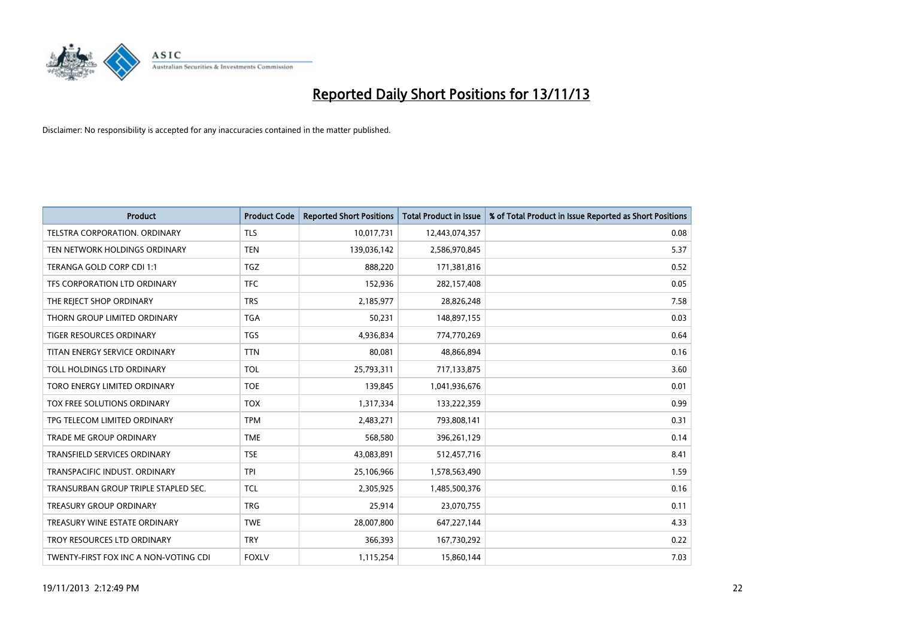# Reported Daily Short Positions for 13/11/13

Disclaimer: No responsibility is accepted for any inaccuracies contained in the matter published.

| Product | Product Code | Reported Short Positions | Total Product in Issue | % of Total Product in Issue Reported as Short Positions |
|---|---|---|---|---|
| TELSTRA CORPORATION. ORDINARY | TLS | 10,017,731 | 12,443,074,357 | 0.08 |
| TEN NETWORK HOLDINGS ORDINARY | TEN | 139,036,142 | 2,586,970,845 | 5.37 |
| TERANGA GOLD CORP CDI 1:1 | TGZ | 888,220 | 171,381,816 | 0.52 |
| TFS CORPORATION LTD ORDINARY | TFC | 152,936 | 282,157,408 | 0.05 |
| THE REJECT SHOP ORDINARY | TRS | 2,185,977 | 28,826,248 | 7.58 |
| THORN GROUP LIMITED ORDINARY | TGA | 50,231 | 148,897,155 | 0.03 |
| TIGER RESOURCES ORDINARY | TGS | 4,936,834 | 774,770,269 | 0.64 |
| TITAN ENERGY SERVICE ORDINARY | TTN | 80,081 | 48,866,894 | 0.16 |
| TOLL HOLDINGS LTD ORDINARY | TOL | 25,793,311 | 717,133,875 | 3.60 |
| TORO ENERGY LIMITED ORDINARY | TOE | 139,845 | 1,041,936,676 | 0.01 |
| TOX FREE SOLUTIONS ORDINARY | TOX | 1,317,334 | 133,222,359 | 0.99 |
| TPG TELECOM LIMITED ORDINARY | TPM | 2,483,271 | 793,808,141 | 0.31 |
| TRADE ME GROUP ORDINARY | TME | 568,580 | 396,261,129 | 0.14 |
| TRANSFIELD SERVICES ORDINARY | TSE | 43,083,891 | 512,457,716 | 8.41 |
| TRANSPACIFIC INDUST. ORDINARY | TPI | 25,106,966 | 1,578,563,490 | 1.59 |
| TRANSURBAN GROUP TRIPLE STAPLED SEC. | TCL | 2,305,925 | 1,485,500,376 | 0.16 |
| TREASURY GROUP ORDINARY | TRG | 25,914 | 23,070,755 | 0.11 |
| TREASURY WINE ESTATE ORDINARY | TWE | 28,007,800 | 647,227,144 | 4.33 |
| TROY RESOURCES LTD ORDINARY | TRY | 366,393 | 167,730,292 | 0.22 |
| TWENTY-FIRST FOX INC A NON-VOTING CDI | FOXLV | 1,115,254 | 15,860,144 | 7.03 |

19/11/2013 2:12:49 PM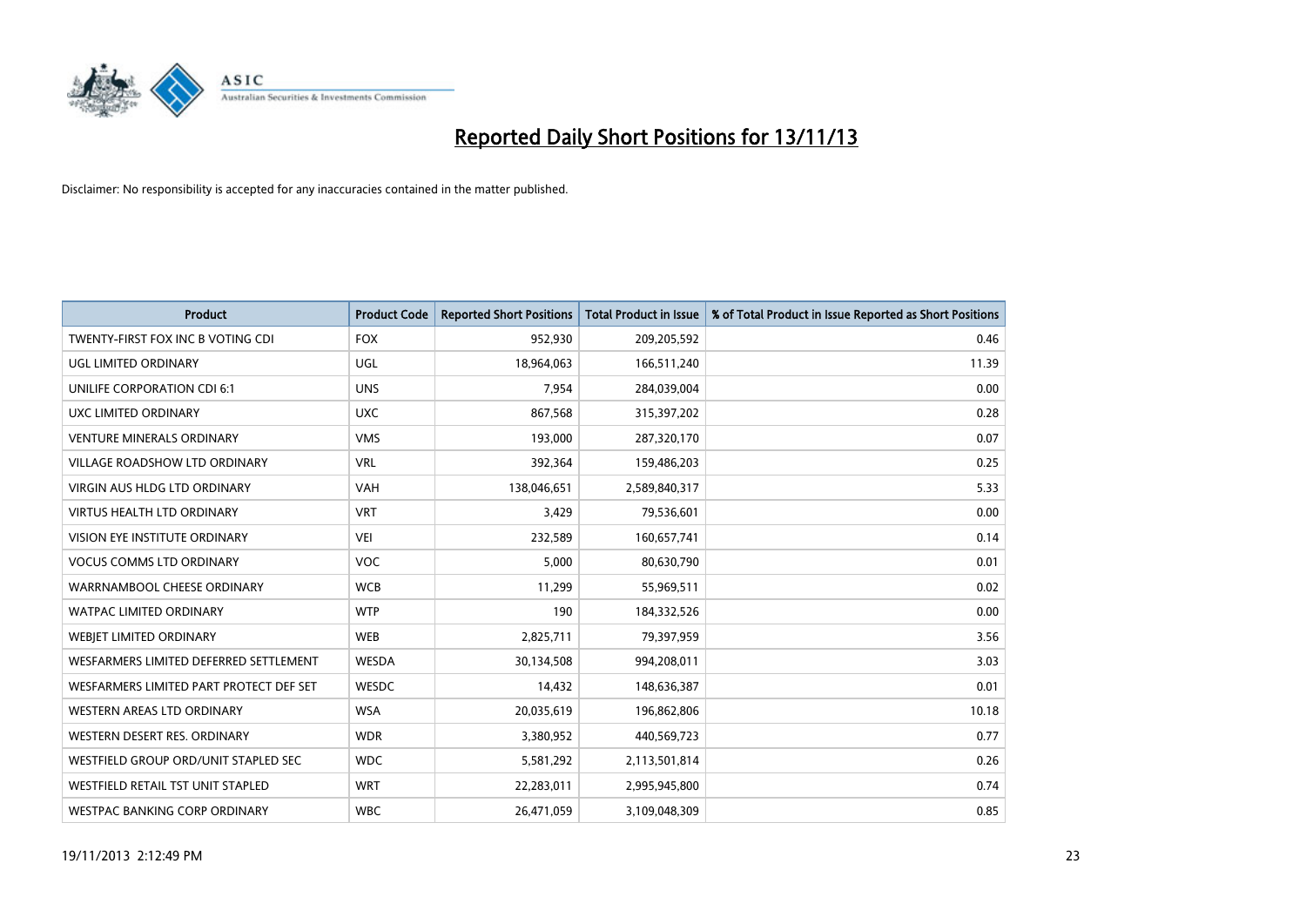# Reported Daily Short Positions for 13/11/13

Disclaimer: No responsibility is accepted for any inaccuracies contained in the matter published.

| Product | Product Code | Reported Short Positions | Total Product in Issue | % of Total Product in Issue Reported as Short Positions |
|---|---|---|---|---|
| TWENTY-FIRST FOX INC B VOTING CDI | FOX | 952,930 | 209,205,592 | 0.46 |
| UGL LIMITED ORDINARY | UGL | 18,964,063 | 166,511,240 | 11.39 |
| UNILIFE CORPORATION CDI 6:1 | UNS | 7,954 | 284,039,004 | 0.00 |
| UXC LIMITED ORDINARY | UXC | 867,568 | 315,397,202 | 0.28 |
| VENTURE MINERALS ORDINARY | VMS | 193,000 | 287,320,170 | 0.07 |
| VILLAGE ROADSHOW LTD ORDINARY | VRL | 392,364 | 159,486,203 | 0.25 |
| VIRGIN AUS HLDG LTD ORDINARY | VAH | 138,046,651 | 2,589,840,317 | 5.33 |
| VIRTUS HEALTH LTD ORDINARY | VRT | 3,429 | 79,536,601 | 0.00 |
| VISION EYE INSTITUTE ORDINARY | VEI | 232,589 | 160,657,741 | 0.14 |
| VOCUS COMMS LTD ORDINARY | VOC | 5,000 | 80,630,790 | 0.01 |
| WARRNAMBOOL CHEESE ORDINARY | WCB | 11,299 | 55,969,511 | 0.02 |
| WATPAC LIMITED ORDINARY | WTP | 190 | 184,332,526 | 0.00 |
| WEBJET LIMITED ORDINARY | WEB | 2,825,711 | 79,397,959 | 3.56 |
| WESFARMERS LIMITED DEFERRED SETTLEMENT | WESDA | 30,134,508 | 994,208,011 | 3.03 |
| WESFARMERS LIMITED PART PROTECT DEF SET | WESDC | 14,432 | 148,636,387 | 0.01 |
| WESTERN AREAS LTD ORDINARY | WSA | 20,035,619 | 196,862,806 | 10.18 |
| WESTERN DESERT RES. ORDINARY | WDR | 3,380,952 | 440,569,723 | 0.77 |
| WESTFIELD GROUP ORD/UNIT STAPLED SEC | WDC | 5,581,292 | 2,113,501,814 | 0.26 |
| WESTFIELD RETAIL TST UNIT STAPLED | WRT | 22,283,011 | 2,995,945,800 | 0.74 |
| WESTPAC BANKING CORP ORDINARY | WBC | 26,471,059 | 3,109,048,309 | 0.85 |

19/11/2013 2:12:49 PM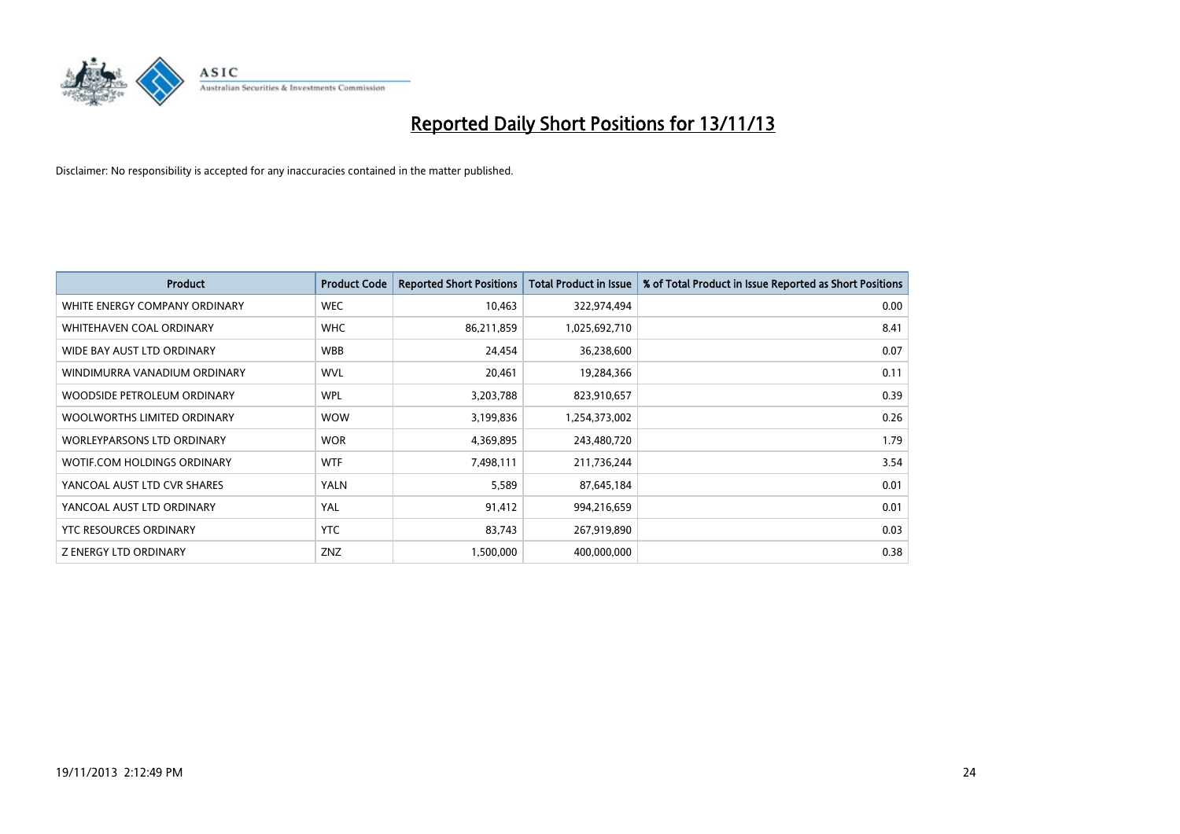# Reported Daily Short Positions for 13/11/13

Disclaimer: No responsibility is accepted for any inaccuracies contained in the matter published.

| Product | Product Code | Reported Short Positions | Total Product in Issue | % of Total Product in Issue Reported as Short Positions |
|---|---|---|---|---|
| WHITE ENERGY COMPANY ORDINARY | WEC | 10,463 | 322,974,494 | 0.00 |
| WHITEHAVEN COAL ORDINARY | WHC | 86,211,859 | 1,025,692,710 | 8.41 |
| WIDE BAY AUST LTD ORDINARY | WBB | 24,454 | 36,238,600 | 0.07 |
| WINDIMURRA VANADIUM ORDINARY | WVL | 20,461 | 19,284,366 | 0.11 |
| WOODSIDE PETROLEUM ORDINARY | WPL | 3,203,788 | 823,910,657 | 0.39 |
| WOOLWORTHS LIMITED ORDINARY | WOW | 3,199,836 | 1,254,373,002 | 0.26 |
| WORLEYPARSONS LTD ORDINARY | WOR | 4,369,895 | 243,480,720 | 1.79 |
| WOTIF.COM HOLDINGS ORDINARY | WTF | 7,498,111 | 211,736,244 | 3.54 |
| YANCOAL AUST LTD CVR SHARES | YALN | 5,589 | 87,645,184 | 0.01 |
| YANCOAL AUST LTD ORDINARY | YAL | 91,412 | 994,216,659 | 0.01 |
| YTC RESOURCES ORDINARY | YTC | 83,743 | 267,919,890 | 0.03 |
| Z ENERGY LTD ORDINARY | ZNZ | 1,500,000 | 400,000,000 | 0.38 |

19/11/2013 2:12:49 PM